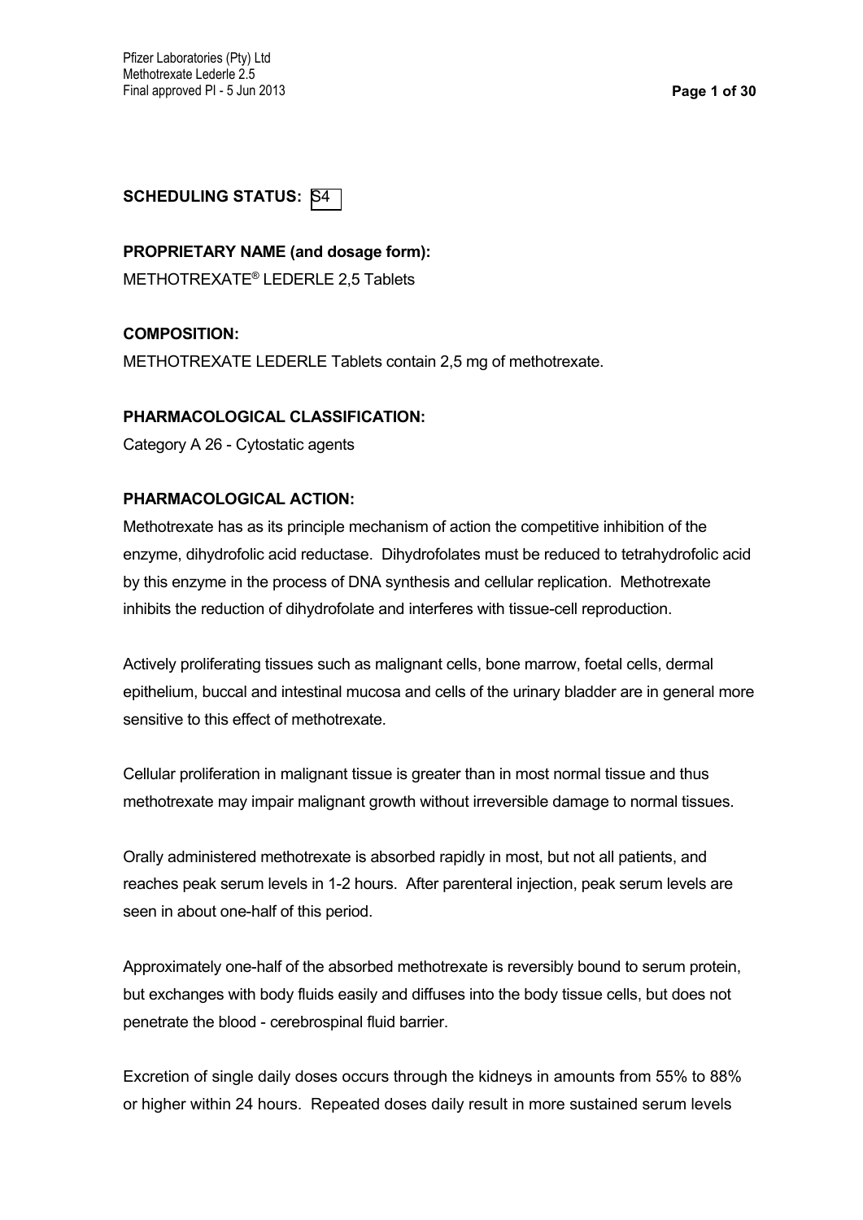**SCHEDULING STATUS:** S4

**PROPRIETARY NAME (and dosage form):**

METHOTREXATE® LEDERLE 2,5 Tablets

**COMPOSITION:**

METHOTREXATE LEDERLE Tablets contain 2,5 mg of methotrexate.

**PHARMACOLOGICAL CLASSIFICATION:**

Category A 26 - Cytostatic agents

**PHARMACOLOGICAL ACTION:**

Methotrexate has as its principle mechanism of action the competitive inhibition of the enzyme, dihydrofolic acid reductase. Dihydrofolates must be reduced to tetrahydrofolic acid by this enzyme in the process of DNA synthesis and cellular replication. Methotrexate inhibits the reduction of dihydrofolate and interferes with tissue-cell reproduction.

Actively proliferating tissues such as malignant cells, bone marrow, foetal cells, dermal epithelium, buccal and intestinal mucosa and cells of the urinary bladder are in general more sensitive to this effect of methotrexate.

Cellular proliferation in malignant tissue is greater than in most normal tissue and thus methotrexate may impair malignant growth without irreversible damage to normal tissues.

Orally administered methotrexate is absorbed rapidly in most, but not all patients, and reaches peak serum levels in 1-2 hours. After parenteral injection, peak serum levels are seen in about one-half of this period.

Approximately one-half of the absorbed methotrexate is reversibly bound to serum protein, but exchanges with body fluids easily and diffuses into the body tissue cells, but does not penetrate the blood - cerebrospinal fluid barrier.

Excretion of single daily doses occurs through the kidneys in amounts from 55% to 88% or higher within 24 hours. Repeated doses daily result in more sustained serum levels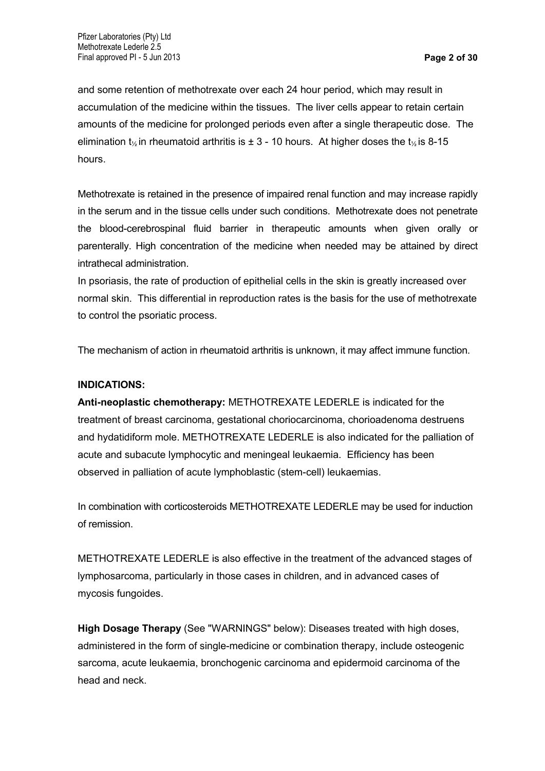and some retention of methotrexate over each 24 hour period, which may result in accumulation of the medicine within the tissues. The liver cells appear to retain certain amounts of the medicine for prolonged periods even after a single therapeutic dose. The elimination $t_{½}$ in rheumatoid arthritis is ± 3 - 10 hours. At higher doses the $t_{½}$ is 8-15 hours.

Methotrexate is retained in the presence of impaired renal function and may increase rapidly in the serum and in the tissue cells under such conditions. Methotrexate does not penetrate the blood-cerebrospinal fluid barrier in therapeutic amounts when given orally or parenterally. High concentration of the medicine when needed may be attained by direct intrathecal administration.

In psoriasis, the rate of production of epithelial cells in the skin is greatly increased over normal skin. This differential in reproduction rates is the basis for the use of methotrexate to control the psoriatic process.

The mechanism of action in rheumatoid arthritis is unknown, it may affect immune function.

**INDICATIONS:**

**Anti-neoplastic chemotherapy:** METHOTREXATE LEDERLE is indicated for the treatment of breast carcinoma, gestational choriocarcinoma, chorioadenoma destruens and hydatidiform mole. METHOTREXATE LEDERLE is also indicated for the palliation of acute and subacute lymphocytic and meningeal leukaemia. Efficiency has been observed in palliation of acute lymphoblastic (stem-cell) leukaemias.

In combination with corticosteroids METHOTREXATE LEDERLE may be used for induction of remission.

METHOTREXATE LEDERLE is also effective in the treatment of the advanced stages of lymphosarcoma, particularly in those cases in children, and in advanced cases of mycosis fungoides.

**High Dosage Therapy** (See "WARNINGS" below): Diseases treated with high doses, administered in the form of single-medicine or combination therapy, include osteogenic sarcoma, acute leukaemia, bronchogenic carcinoma and epidermoid carcinoma of the head and neck.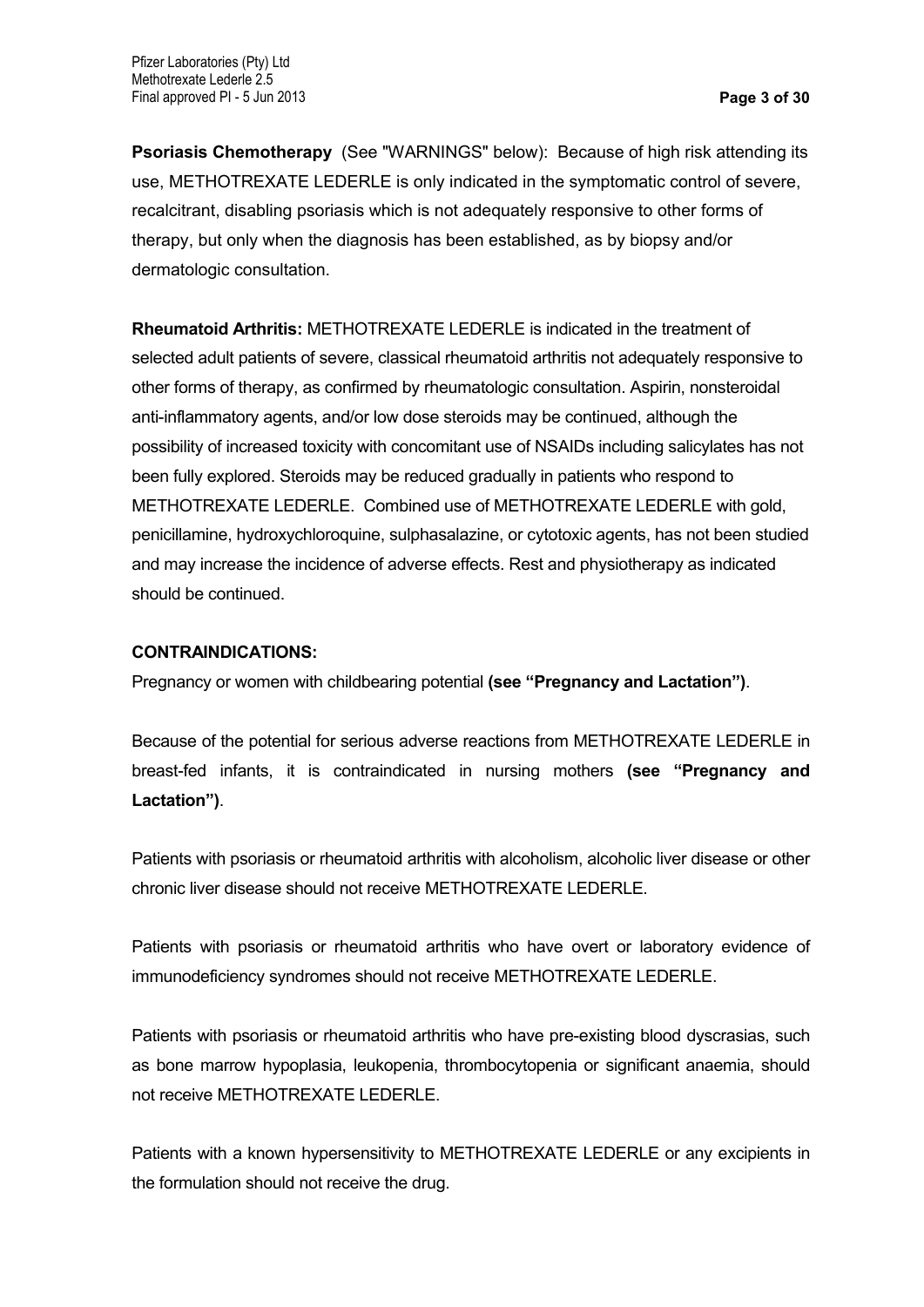**Psoriasis Chemotherapy** (See "WARNINGS" below): Because of high risk attending its use, METHOTREXATE LEDERLE is only indicated in the symptomatic control of severe, recalcitrant, disabling psoriasis which is not adequately responsive to other forms of therapy, but only when the diagnosis has been established, as by biopsy and/or dermatologic consultation.

**Rheumatoid Arthritis:** METHOTREXATE LEDERLE is indicated in the treatment of selected adult patients of severe, classical rheumatoid arthritis not adequately responsive to other forms of therapy, as confirmed by rheumatologic consultation. Aspirin, nonsteroidal anti-inflammatory agents, and/or low dose steroids may be continued, although the possibility of increased toxicity with concomitant use of NSAIDs including salicylates has not been fully explored. Steroids may be reduced gradually in patients who respond to METHOTREXATE LEDERLE. Combined use of METHOTREXATE LEDERLE with gold, penicillamine, hydroxychloroquine, sulphasalazine, or cytotoxic agents, has not been studied and may increase the incidence of adverse effects. Rest and physiotherapy as indicated should be continued.

**CONTRAINDICATIONS:**

Pregnancy or women with childbearing potential **(see "Pregnancy and Lactation")**.

Because of the potential for serious adverse reactions from METHOTREXATE LEDERLE in breast-fed infants, it is contraindicated in nursing mothers **(see "Pregnancy and Lactation")**.

Patients with psoriasis or rheumatoid arthritis with alcoholism, alcoholic liver disease or other chronic liver disease should not receive METHOTREXATE LEDERLE.

Patients with psoriasis or rheumatoid arthritis who have overt or laboratory evidence of immunodeficiency syndromes should not receive METHOTREXATE LEDERLE.

Patients with psoriasis or rheumatoid arthritis who have pre-existing blood dyscrasias, such as bone marrow hypoplasia, leukopenia, thrombocytopenia or significant anaemia, should not receive METHOTREXATE LEDERLE.

Patients with a known hypersensitivity to METHOTREXATE LEDERLE or any excipients in the formulation should not receive the drug.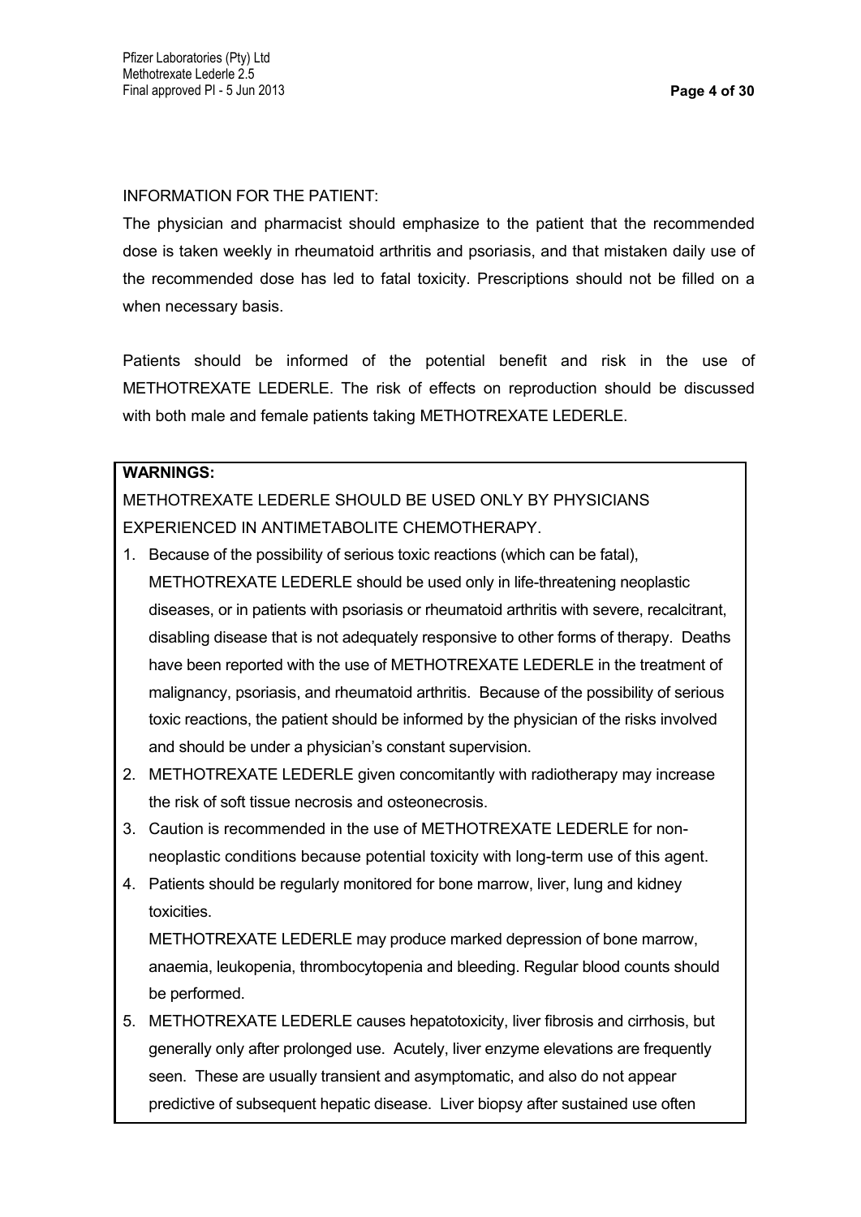INFORMATION FOR THE PATIENT:

The physician and pharmacist should emphasize to the patient that the recommended dose is taken weekly in rheumatoid arthritis and psoriasis, and that mistaken daily use of the recommended dose has led to fatal toxicity. Prescriptions should not be filled on a when necessary basis.

Patients should be informed of the potential benefit and risk in the use of METHOTREXATE LEDERLE. The risk of effects on reproduction should be discussed with both male and female patients taking METHOTREXATE LEDERLE.

**WARNINGS:**

METHOTREXATE LEDERLE SHOULD BE USED ONLY BY PHYSICIANS EXPERIENCED IN ANTIMETABOLITE CHEMOTHERAPY.

1. Because of the possibility of serious toxic reactions (which can be fatal), METHOTREXATE LEDERLE should be used only in life-threatening neoplastic diseases, or in patients with psoriasis or rheumatoid arthritis with severe, recalcitrant, disabling disease that is not adequately responsive to other forms of therapy. Deaths have been reported with the use of METHOTREXATE LEDERLE in the treatment of malignancy, psoriasis, and rheumatoid arthritis. Because of the possibility of serious toxic reactions, the patient should be informed by the physician of the risks involved and should be under a physician's constant supervision.
2. METHOTREXATE LEDERLE given concomitantly with radiotherapy may increase the risk of soft tissue necrosis and osteonecrosis.
3. Caution is recommended in the use of METHOTREXATE LEDERLE for non-neoplastic conditions because potential toxicity with long-term use of this agent.
4. Patients should be regularly monitored for bone marrow, liver, lung and kidney toxicities.

   METHOTREXATE LEDERLE may produce marked depression of bone marrow, anaemia, leukopenia, thrombocytopenia and bleeding. Regular blood counts should be performed.
5. METHOTREXATE LEDERLE causes hepatotoxicity, liver fibrosis and cirrhosis, but generally only after prolonged use. Acutely, liver enzyme elevations are frequently seen. These are usually transient and asymptomatic, and also do not appear predictive of subsequent hepatic disease. Liver biopsy after sustained use often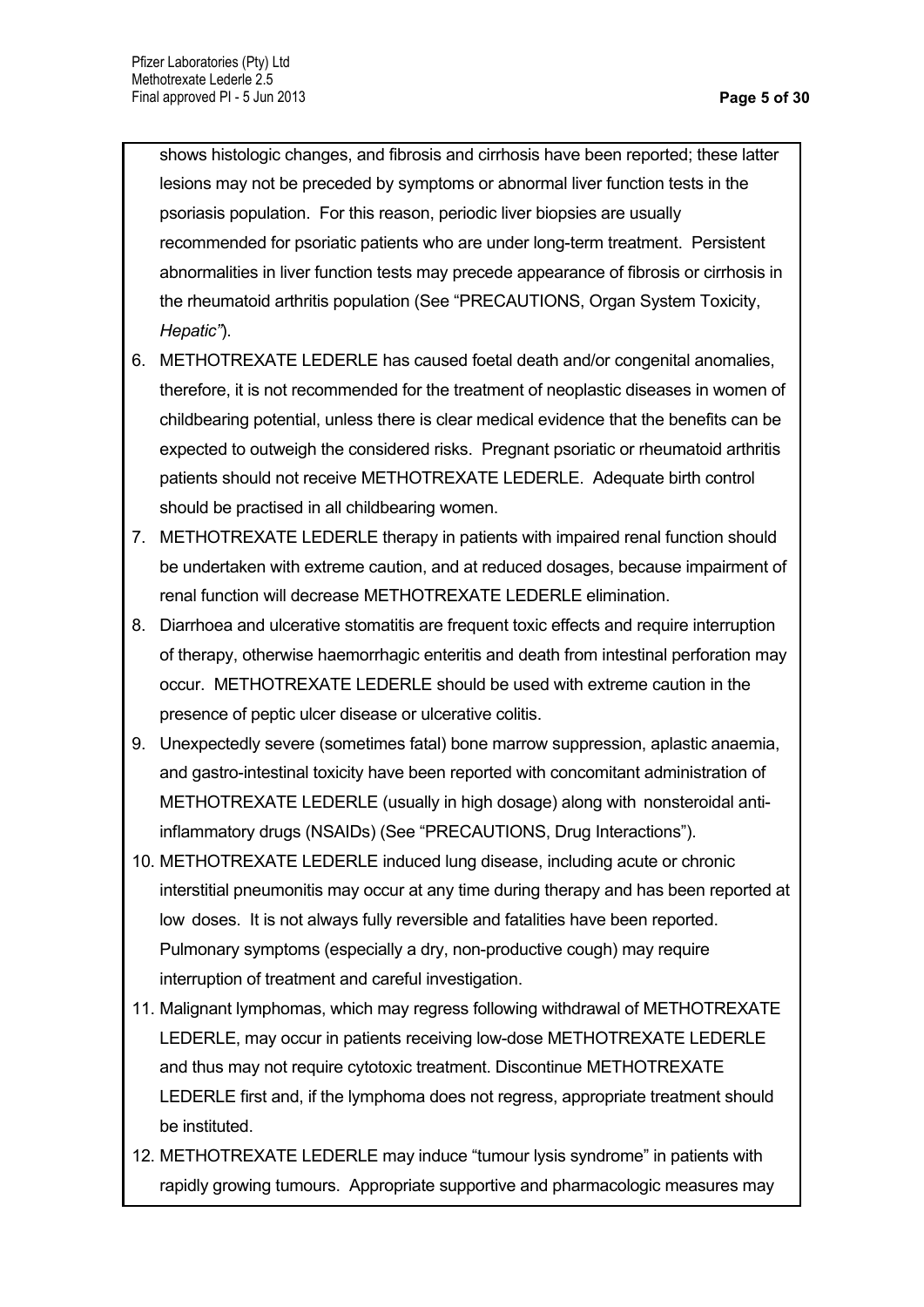shows histologic changes, and fibrosis and cirrhosis have been reported; these latter lesions may not be preceded by symptoms or abnormal liver function tests in the psoriasis population. For this reason, periodic liver biopsies are usually recommended for psoriatic patients who are under long-term treatment. Persistent abnormalities in liver function tests may precede appearance of fibrosis or cirrhosis in the rheumatoid arthritis population (See "PRECAUTIONS, Organ System Toxicity, *Hepatic"*).

6. METHOTREXATE LEDERLE has caused foetal death and/or congenital anomalies, therefore, it is not recommended for the treatment of neoplastic diseases in women of childbearing potential, unless there is clear medical evidence that the benefits can be expected to outweigh the considered risks. Pregnant psoriatic or rheumatoid arthritis patients should not receive METHOTREXATE LEDERLE. Adequate birth control should be practised in all childbearing women.
7. METHOTREXATE LEDERLE therapy in patients with impaired renal function should be undertaken with extreme caution, and at reduced dosages, because impairment of renal function will decrease METHOTREXATE LEDERLE elimination.
8. Diarrhoea and ulcerative stomatitis are frequent toxic effects and require interruption of therapy, otherwise haemorrhagic enteritis and death from intestinal perforation may occur. METHOTREXATE LEDERLE should be used with extreme caution in the presence of peptic ulcer disease or ulcerative colitis.
9. Unexpectedly severe (sometimes fatal) bone marrow suppression, aplastic anaemia, and gastro-intestinal toxicity have been reported with concomitant administration of METHOTREXATE LEDERLE (usually in high dosage) along with nonsteroidal anti-inflammatory drugs (NSAIDs) (See "PRECAUTIONS, Drug Interactions").
10. METHOTREXATE LEDERLE induced lung disease, including acute or chronic interstitial pneumonitis may occur at any time during therapy and has been reported at low doses. It is not always fully reversible and fatalities have been reported. Pulmonary symptoms (especially a dry, non-productive cough) may require interruption of treatment and careful investigation.
11. Malignant lymphomas, which may regress following withdrawal of METHOTREXATE LEDERLE, may occur in patients receiving low-dose METHOTREXATE LEDERLE and thus may not require cytotoxic treatment. Discontinue METHOTREXATE LEDERLE first and, if the lymphoma does not regress, appropriate treatment should be instituted.
12. METHOTREXATE LEDERLE may induce "tumour lysis syndrome" in patients with rapidly growing tumours. Appropriate supportive and pharmacologic measures may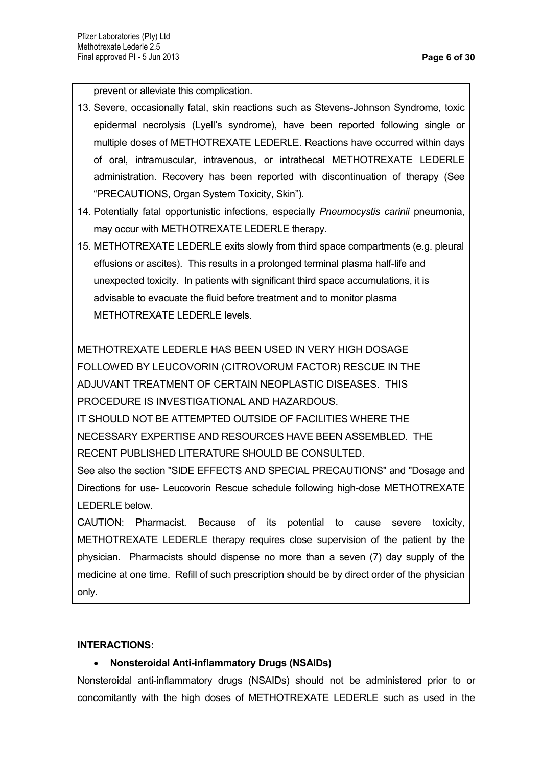prevent or alleviate this complication.

13. Severe, occasionally fatal, skin reactions such as Stevens-Johnson Syndrome, toxic epidermal necrolysis (Lyell's syndrome), have been reported following single or multiple doses of METHOTREXATE LEDERLE. Reactions have occurred within days of oral, intramuscular, intravenous, or intrathecal METHOTREXATE LEDERLE administration. Recovery has been reported with discontinuation of therapy (See "PRECAUTIONS, Organ System Toxicity, Skin").
14. Potentially fatal opportunistic infections, especially *Pneumocystis carinii* pneumonia, may occur with METHOTREXATE LEDERLE therapy.
15. METHOTREXATE LEDERLE exits slowly from third space compartments (e.g. pleural effusions or ascites). This results in a prolonged terminal plasma half-life and unexpected toxicity. In patients with significant third space accumulations, it is advisable to evacuate the fluid before treatment and to monitor plasma METHOTREXATE LEDERLE levels.

METHOTREXATE LEDERLE HAS BEEN USED IN VERY HIGH DOSAGE FOLLOWED BY LEUCOVORIN (CITROVORUM FACTOR) RESCUE IN THE ADJUVANT TREATMENT OF CERTAIN NEOPLASTIC DISEASES. THIS PROCEDURE IS INVESTIGATIONAL AND HAZARDOUS.
IT SHOULD NOT BE ATTEMPTED OUTSIDE OF FACILITIES WHERE THE NECESSARY EXPERTISE AND RESOURCES HAVE BEEN ASSEMBLED. THE RECENT PUBLISHED LITERATURE SHOULD BE CONSULTED.
See also the section "SIDE EFFECTS AND SPECIAL PRECAUTIONS" and "Dosage and Directions for use- Leucovorin Rescue schedule following high-dose METHOTREXATE LEDERLE below.
CAUTION: Pharmacist. Because of its potential to cause severe toxicity, METHOTREXATE LEDERLE therapy requires close supervision of the patient by the physician. Pharmacists should dispense no more than a seven (7) day supply of the medicine at one time. Refill of such prescription should be by direct order of the physician only.

**INTERACTIONS:**

- **Nonsteroidal Anti-inflammatory Drugs (NSAIDs)**

Nonsteroidal anti-inflammatory drugs (NSAIDs) should not be administered prior to or concomitantly with the high doses of METHOTREXATE LEDERLE such as used in the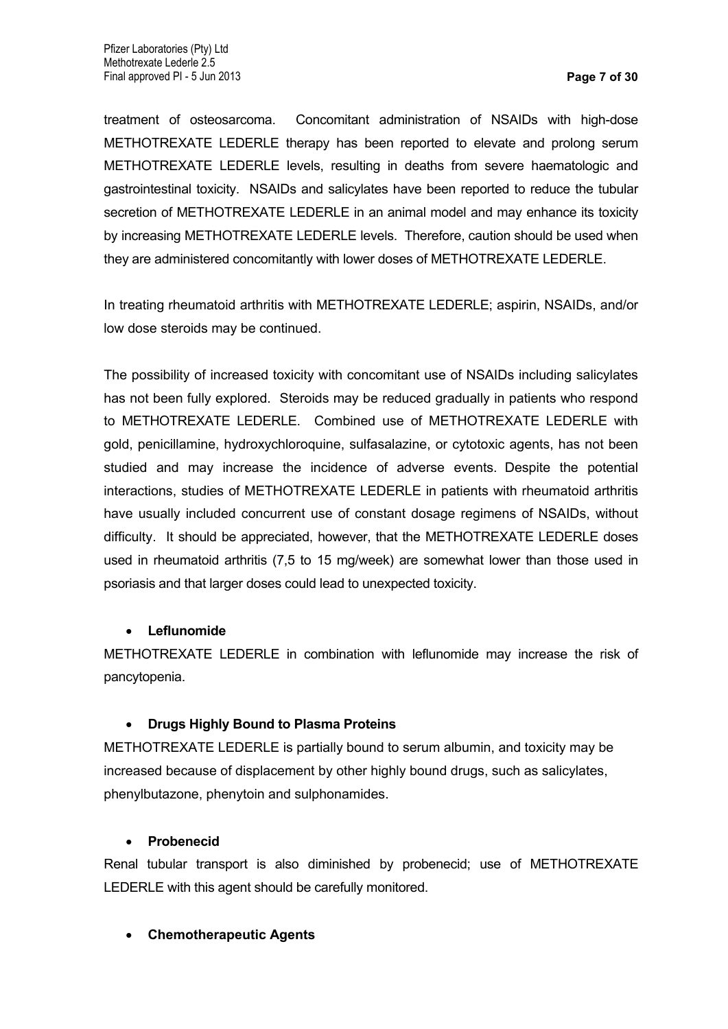treatment of osteosarcoma. Concomitant administration of NSAIDs with high-dose METHOTREXATE LEDERLE therapy has been reported to elevate and prolong serum METHOTREXATE LEDERLE levels, resulting in deaths from severe haematologic and gastrointestinal toxicity. NSAIDs and salicylates have been reported to reduce the tubular secretion of METHOTREXATE LEDERLE in an animal model and may enhance its toxicity by increasing METHOTREXATE LEDERLE levels. Therefore, caution should be used when they are administered concomitantly with lower doses of METHOTREXATE LEDERLE.

In treating rheumatoid arthritis with METHOTREXATE LEDERLE; aspirin, NSAIDs, and/or low dose steroids may be continued.

The possibility of increased toxicity with concomitant use of NSAIDs including salicylates has not been fully explored. Steroids may be reduced gradually in patients who respond to METHOTREXATE LEDERLE. Combined use of METHOTREXATE LEDERLE with gold, penicillamine, hydroxychloroquine, sulfasalazine, or cytotoxic agents, has not been studied and may increase the incidence of adverse events. Despite the potential interactions, studies of METHOTREXATE LEDERLE in patients with rheumatoid arthritis have usually included concurrent use of constant dosage regimens of NSAIDs, without difficulty. It should be appreciated, however, that the METHOTREXATE LEDERLE doses used in rheumatoid arthritis (7,5 to 15 mg/week) are somewhat lower than those used in psoriasis and that larger doses could lead to unexpected toxicity.

- **Leflunomide**

METHOTREXATE LEDERLE in combination with leflunomide may increase the risk of pancytopenia.

- **Drugs Highly Bound to Plasma Proteins**

METHOTREXATE LEDERLE is partially bound to serum albumin, and toxicity may be increased because of displacement by other highly bound drugs, such as salicylates, phenylbutazone, phenytoin and sulphonamides.

- **Probenecid**

Renal tubular transport is also diminished by probenecid; use of METHOTREXATE LEDERLE with this agent should be carefully monitored.

- **Chemotherapeutic Agents**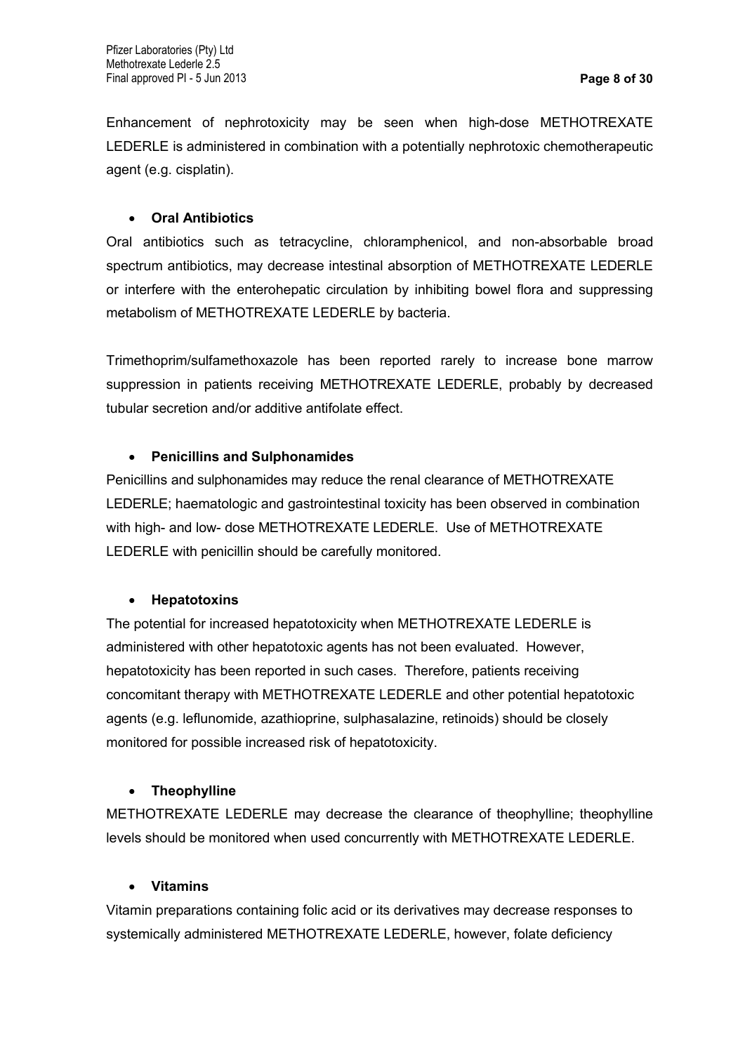Enhancement of nephrotoxicity may be seen when high-dose METHOTREXATE LEDERLE is administered in combination with a potentially nephrotoxic chemotherapeutic agent (e.g. cisplatin).

- **Oral Antibiotics**

Oral antibiotics such as tetracycline, chloramphenicol, and non-absorbable broad spectrum antibiotics, may decrease intestinal absorption of METHOTREXATE LEDERLE or interfere with the enterohepatic circulation by inhibiting bowel flora and suppressing metabolism of METHOTREXATE LEDERLE by bacteria.

Trimethoprim/sulfamethoxazole has been reported rarely to increase bone marrow suppression in patients receiving METHOTREXATE LEDERLE, probably by decreased tubular secretion and/or additive antifolate effect.

- **Penicillins and Sulphonamides**

Penicillins and sulphonamides may reduce the renal clearance of METHOTREXATE LEDERLE; haematologic and gastrointestinal toxicity has been observed in combination with high- and low- dose METHOTREXATE LEDERLE. Use of METHOTREXATE LEDERLE with penicillin should be carefully monitored.

- **Hepatotoxins**

The potential for increased hepatotoxicity when METHOTREXATE LEDERLE is administered with other hepatotoxic agents has not been evaluated. However, hepatotoxicity has been reported in such cases. Therefore, patients receiving concomitant therapy with METHOTREXATE LEDERLE and other potential hepatotoxic agents (e.g. leflunomide, azathioprine, sulphasalazine, retinoids) should be closely monitored for possible increased risk of hepatotoxicity.

- **Theophylline**

METHOTREXATE LEDERLE may decrease the clearance of theophylline; theophylline levels should be monitored when used concurrently with METHOTREXATE LEDERLE.

- **Vitamins**

Vitamin preparations containing folic acid or its derivatives may decrease responses to systemically administered METHOTREXATE LEDERLE, however, folate deficiency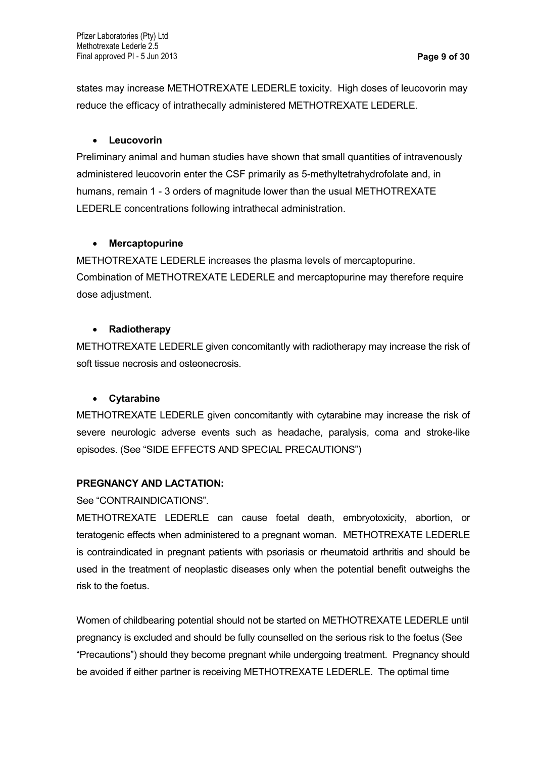states may increase METHOTREXATE LEDERLE toxicity. High doses of leucovorin may reduce the efficacy of intrathecally administered METHOTREXATE LEDERLE.

- **Leucovorin**

Preliminary animal and human studies have shown that small quantities of intravenously administered leucovorin enter the CSF primarily as 5-methyltetrahydrofolate and, in humans, remain 1 - 3 orders of magnitude lower than the usual METHOTREXATE LEDERLE concentrations following intrathecal administration.

- **Mercaptopurine**

METHOTREXATE LEDERLE increases the plasma levels of mercaptopurine. Combination of METHOTREXATE LEDERLE and mercaptopurine may therefore require dose adjustment.

- **Radiotherapy**

METHOTREXATE LEDERLE given concomitantly with radiotherapy may increase the risk of soft tissue necrosis and osteonecrosis.

- **Cytarabine**

METHOTREXATE LEDERLE given concomitantly with cytarabine may increase the risk of severe neurologic adverse events such as headache, paralysis, coma and stroke-like episodes. (See "SIDE EFFECTS AND SPECIAL PRECAUTIONS")

**PREGNANCY AND LACTATION:**

See "CONTRAINDICATIONS".

METHOTREXATE LEDERLE can cause foetal death, embryotoxicity, abortion, or teratogenic effects when administered to a pregnant woman. METHOTREXATE LEDERLE is contraindicated in pregnant patients with psoriasis or rheumatoid arthritis and should be used in the treatment of neoplastic diseases only when the potential benefit outweighs the risk to the foetus.

Women of childbearing potential should not be started on METHOTREXATE LEDERLE until pregnancy is excluded and should be fully counselled on the serious risk to the foetus (See "Precautions") should they become pregnant while undergoing treatment. Pregnancy should be avoided if either partner is receiving METHOTREXATE LEDERLE. The optimal time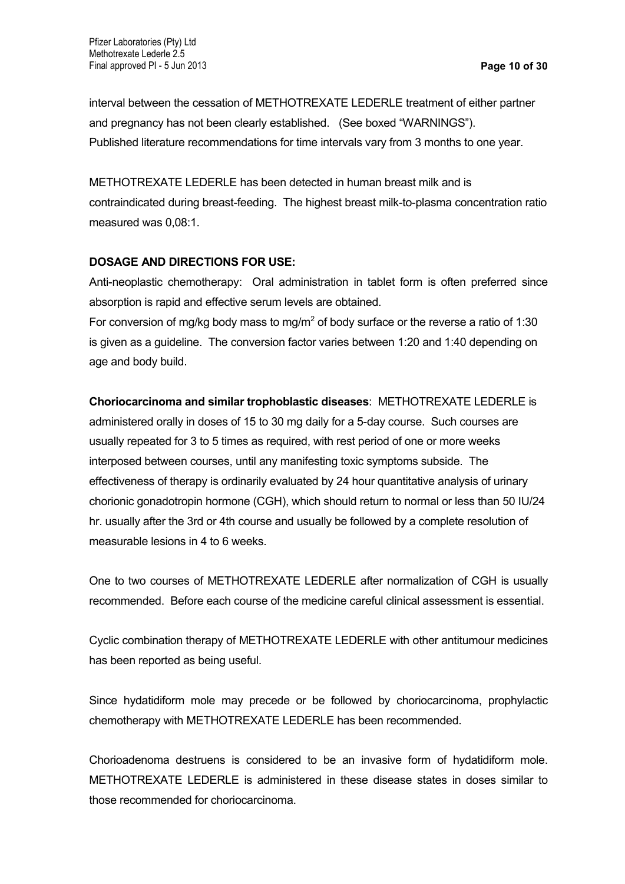interval between the cessation of METHOTREXATE LEDERLE treatment of either partner and pregnancy has not been clearly established. (See boxed "WARNINGS"). Published literature recommendations for time intervals vary from 3 months to one year.

METHOTREXATE LEDERLE has been detected in human breast milk and is contraindicated during breast-feeding. The highest breast milk-to-plasma concentration ratio measured was 0,08:1.

**DOSAGE AND DIRECTIONS FOR USE:**

Anti-neoplastic chemotherapy: Oral administration in tablet form is often preferred since absorption is rapid and effective serum levels are obtained.

For conversion of mg/kg body mass to mg/m$^2$ of body surface or the reverse a ratio of 1:30 is given as a guideline. The conversion factor varies between 1:20 and 1:40 depending on age and body build.

**Choriocarcinoma and similar trophoblastic diseases**: METHOTREXATE LEDERLE is administered orally in doses of 15 to 30 mg daily for a 5-day course. Such courses are usually repeated for 3 to 5 times as required, with rest period of one or more weeks interposed between courses, until any manifesting toxic symptoms subside. The effectiveness of therapy is ordinarily evaluated by 24 hour quantitative analysis of urinary chorionic gonadotropin hormone (CGH), which should return to normal or less than 50 IU/24 hr. usually after the 3rd or 4th course and usually be followed by a complete resolution of measurable lesions in 4 to 6 weeks.

One to two courses of METHOTREXATE LEDERLE after normalization of CGH is usually recommended. Before each course of the medicine careful clinical assessment is essential.

Cyclic combination therapy of METHOTREXATE LEDERLE with other antitumour medicines has been reported as being useful.

Since hydatidiform mole may precede or be followed by choriocarcinoma, prophylactic chemotherapy with METHOTREXATE LEDERLE has been recommended.

Chorioadenoma destruens is considered to be an invasive form of hydatidiform mole. METHOTREXATE LEDERLE is administered in these disease states in doses similar to those recommended for choriocarcinoma.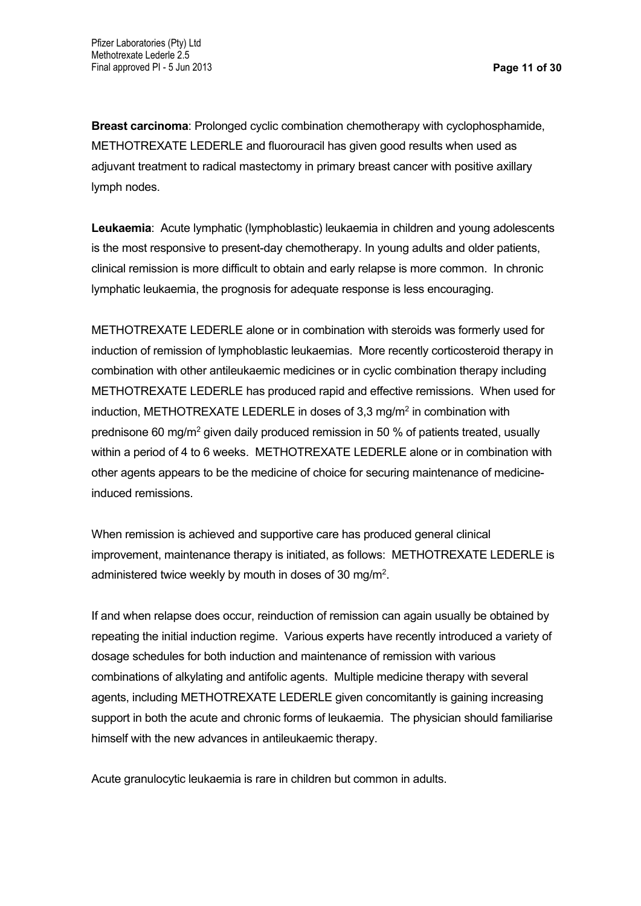**Breast carcinoma**: Prolonged cyclic combination chemotherapy with cyclophosphamide, METHOTREXATE LEDERLE and fluorouracil has given good results when used as adjuvant treatment to radical mastectomy in primary breast cancer with positive axillary lymph nodes.

**Leukaemia**: Acute lymphatic (lymphoblastic) leukaemia in children and young adolescents is the most responsive to present-day chemotherapy. In young adults and older patients, clinical remission is more difficult to obtain and early relapse is more common. In chronic lymphatic leukaemia, the prognosis for adequate response is less encouraging.

METHOTREXATE LEDERLE alone or in combination with steroids was formerly used for induction of remission of lymphoblastic leukaemias. More recently corticosteroid therapy in combination with other antileukaemic medicines or in cyclic combination therapy including METHOTREXATE LEDERLE has produced rapid and effective remissions. When used for induction, METHOTREXATE LEDERLE in doses of 3,3 mg/m$^2$ in combination with prednisone 60 mg/m$^2$ given daily produced remission in 50 % of patients treated, usually within a period of 4 to 6 weeks. METHOTREXATE LEDERLE alone or in combination with other agents appears to be the medicine of choice for securing maintenance of medicine-induced remissions.

When remission is achieved and supportive care has produced general clinical improvement, maintenance therapy is initiated, as follows: METHOTREXATE LEDERLE is administered twice weekly by mouth in doses of 30 mg/m$^2$.

If and when relapse does occur, reinduction of remission can again usually be obtained by repeating the initial induction regime. Various experts have recently introduced a variety of dosage schedules for both induction and maintenance of remission with various combinations of alkylating and antifolic agents. Multiple medicine therapy with several agents, including METHOTREXATE LEDERLE given concomitantly is gaining increasing support in both the acute and chronic forms of leukaemia. The physician should familiarise himself with the new advances in antileukaemic therapy.

Acute granulocytic leukaemia is rare in children but common in adults.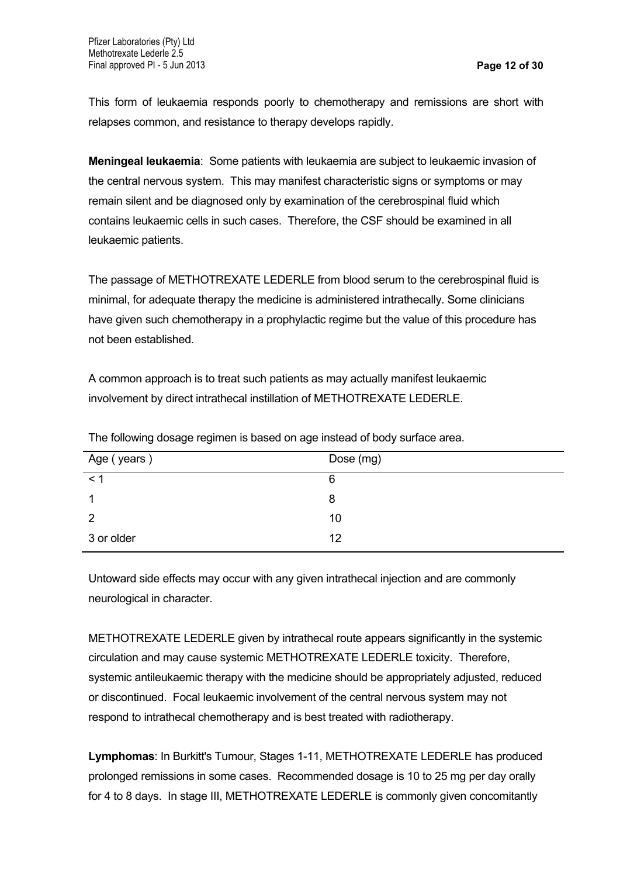This form of leukaemia responds poorly to chemotherapy and remissions are short with relapses common, and resistance to therapy develops rapidly.

**Meningeal leukaemia**: Some patients with leukaemia are subject to leukaemic invasion of the central nervous system. This may manifest characteristic signs or symptoms or may remain silent and be diagnosed only by examination of the cerebrospinal fluid which contains leukaemic cells in such cases. Therefore, the CSF should be examined in all leukaemic patients.

The passage of METHOTREXATE LEDERLE from blood serum to the cerebrospinal fluid is minimal, for adequate therapy the medicine is administered intrathecally. Some clinicians have given such chemotherapy in a prophylactic regime but the value of this procedure has not been established.

A common approach is to treat such patients as may actually manifest leukaemic involvement by direct intrathecal instillation of METHOTREXATE LEDERLE.

The following dosage regimen is based on age instead of body surface area.

| Age ( years ) | Dose (mg) |
|---|---|
| < 1 | 6 |
| 1 | 8 |
| 2 | 10 |
| 3 or older | 12 |

Untoward side effects may occur with any given intrathecal injection and are commonly neurological in character.

METHOTREXATE LEDERLE given by intrathecal route appears significantly in the systemic circulation and may cause systemic METHOTREXATE LEDERLE toxicity. Therefore, systemic antileukaemic therapy with the medicine should be appropriately adjusted, reduced or discontinued. Focal leukaemic involvement of the central nervous system may not respond to intrathecal chemotherapy and is best treated with radiotherapy.

**Lymphomas**: In Burkitt's Tumour, Stages 1-11, METHOTREXATE LEDERLE has produced prolonged remissions in some cases. Recommended dosage is 10 to 25 mg per day orally for 4 to 8 days. In stage III, METHOTREXATE LEDERLE is commonly given concomitantly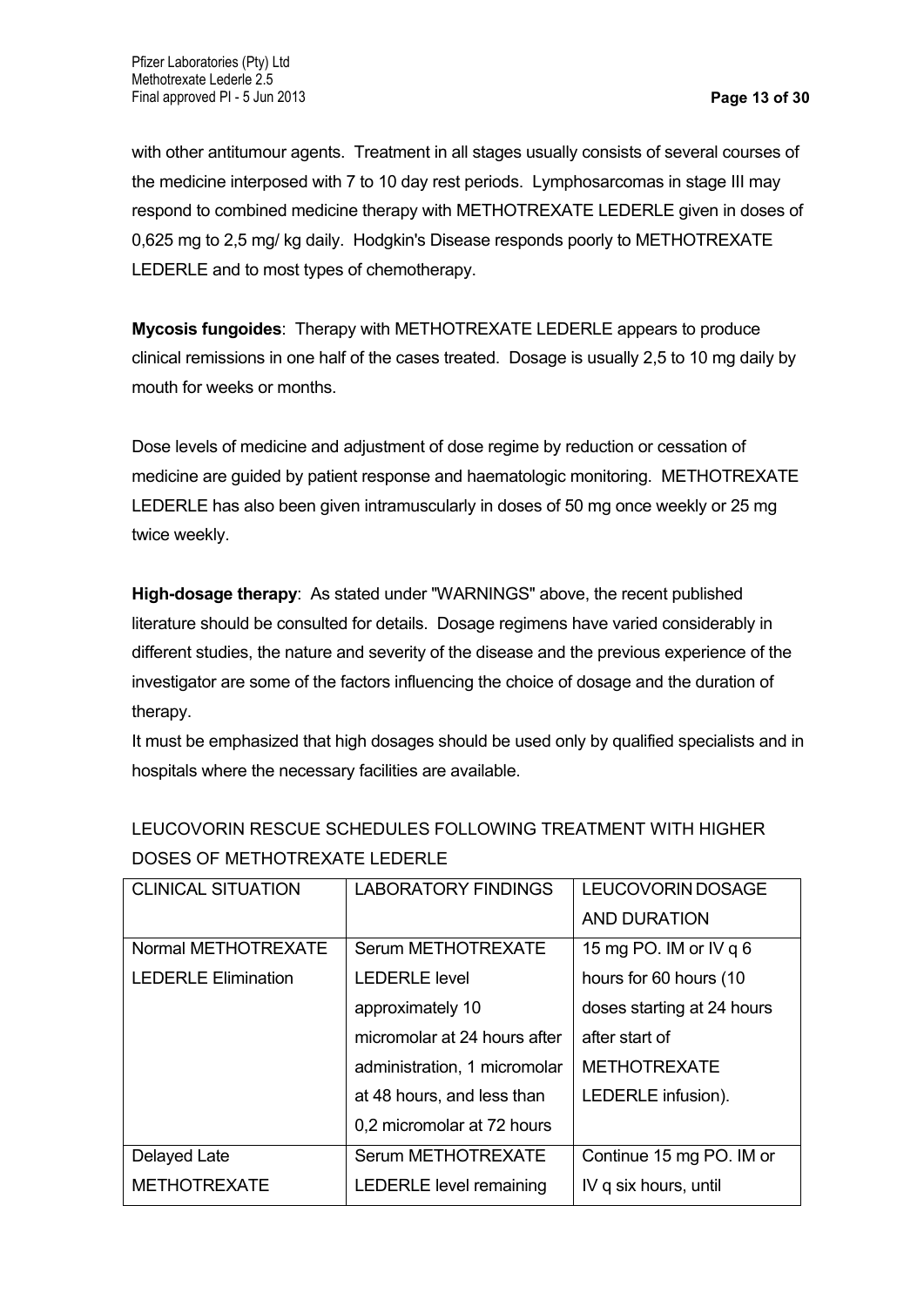with other antitumour agents. Treatment in all stages usually consists of several courses of the medicine interposed with 7 to 10 day rest periods. Lymphosarcomas in stage III may respond to combined medicine therapy with METHOTREXATE LEDERLE given in doses of 0,625 mg to 2,5 mg/ kg daily. Hodgkin's Disease responds poorly to METHOTREXATE LEDERLE and to most types of chemotherapy.

**Mycosis fungoides**: Therapy with METHOTREXATE LEDERLE appears to produce clinical remissions in one half of the cases treated. Dosage is usually 2,5 to 10 mg daily by mouth for weeks or months.

Dose levels of medicine and adjustment of dose regime by reduction or cessation of medicine are guided by patient response and haematologic monitoring. METHOTREXATE LEDERLE has also been given intramuscularly in doses of 50 mg once weekly or 25 mg twice weekly.

**High-dosage therapy**: As stated under "WARNINGS" above, the recent published literature should be consulted for details. Dosage regimens have varied considerably in different studies, the nature and severity of the disease and the previous experience of the investigator are some of the factors influencing the choice of dosage and the duration of therapy.

It must be emphasized that high dosages should be used only by qualified specialists and in hospitals where the necessary facilities are available.

LEUCOVORIN RESCUE SCHEDULES FOLLOWING TREATMENT WITH HIGHER DOSES OF METHOTREXATE LEDERLE

| CLINICAL SITUATION | LABORATORY FINDINGS | LEUCOVORIN DOSAGE AND DURATION |
|---|---|---|
| Normal METHOTREXATE LEDERLE Elimination | Serum METHOTREXATE LEDERLE level approximately 10 micromolar at 24 hours after administration, 1 micromolar at 48 hours, and less than 0,2 micromolar at 72 hours | 15 mg PO. IM or IV q 6 hours for 60 hours (10 doses starting at 24 hours after start of METHOTREXATE LEDERLE infusion). |
| Delayed Late METHOTREXATE | Serum METHOTREXATE LEDERLE level remaining | Continue 15 mg PO. IM or IV q six hours, until |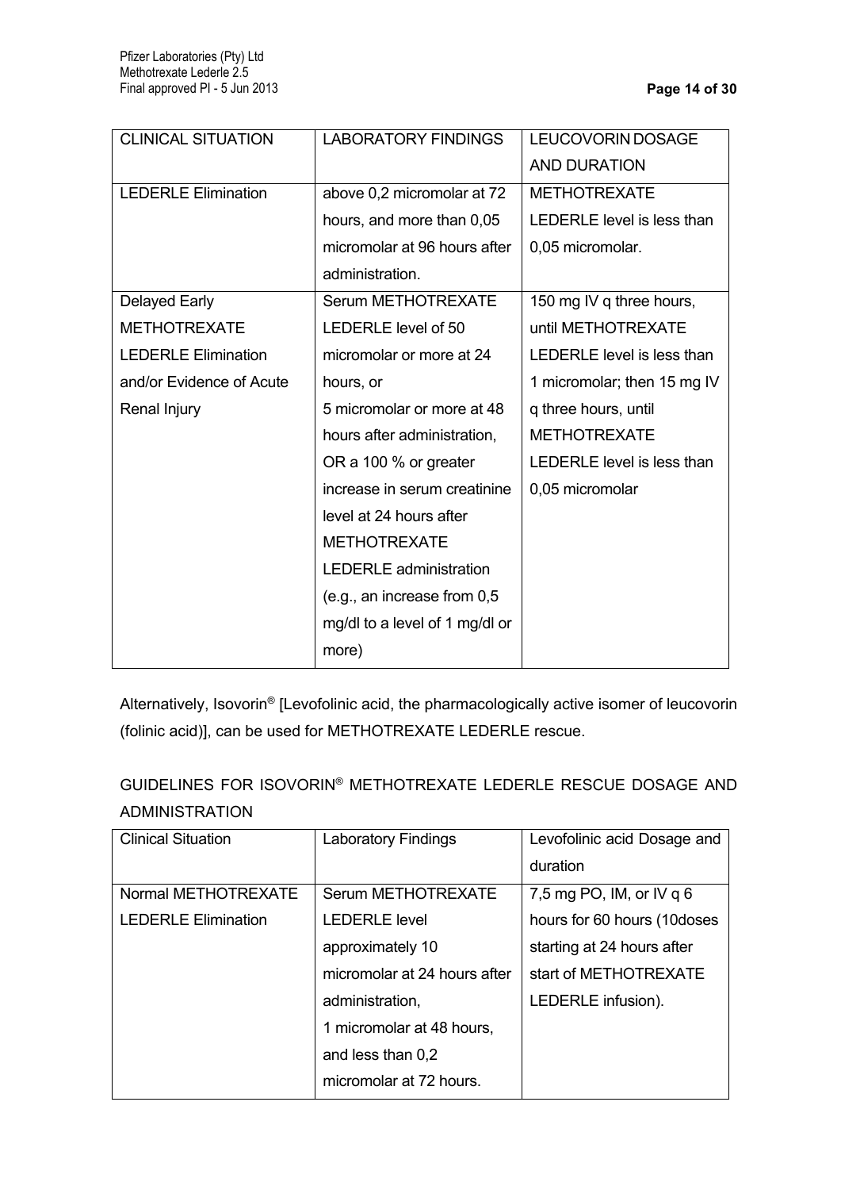| CLINICAL SITUATION | LABORATORY FINDINGS | LEUCOVORIN DOSAGE AND DURATION |
| --- | --- | --- |
| LEDERLE Elimination | above 0,2 micromolar at 72 hours, and more than 0,05 micromolar at 96 hours after administration. | METHOTREXATE LEDERLE level is less than 0,05 micromolar. |
| Delayed Early METHOTREXATE LEDERLE Elimination and/or Evidence of Acute Renal Injury | Serum METHOTREXATE LEDERLE level of 50 micromolar or more at 24 hours, or 5 micromolar or more at 48 hours after administration, OR a 100 % or greater increase in serum creatinine level at 24 hours after METHOTREXATE LEDERLE administration (e.g., an increase from 0,5 mg/dl to a level of 1 mg/dl or more) | 150 mg IV q three hours, until METHOTREXATE LEDERLE level is less than 1 micromolar; then 15 mg IV q three hours, until METHOTREXATE LEDERLE level is less than 0,05 micromolar |

Alternatively, Isovorin® [Levofolinic acid, the pharmacologically active isomer of leucovorin (folinic acid)], can be used for METHOTREXATE LEDERLE rescue.

GUIDELINES FOR ISOVORIN® METHOTREXATE LEDERLE RESCUE DOSAGE AND ADMINISTRATION

| Clinical Situation | Laboratory Findings | Levofolinic acid Dosage and duration |
| --- | --- | --- |
| Normal METHOTREXATE LEDERLE Elimination | Serum METHOTREXATE LEDERLE level approximately 10 micromolar at 24 hours after administration, 1 micromolar at 48 hours, and less than 0,2 micromolar at 72 hours. | 7,5 mg PO, IM, or IV q 6 hours for 60 hours (10doses starting at 24 hours after start of METHOTREXATE LEDERLE infusion). |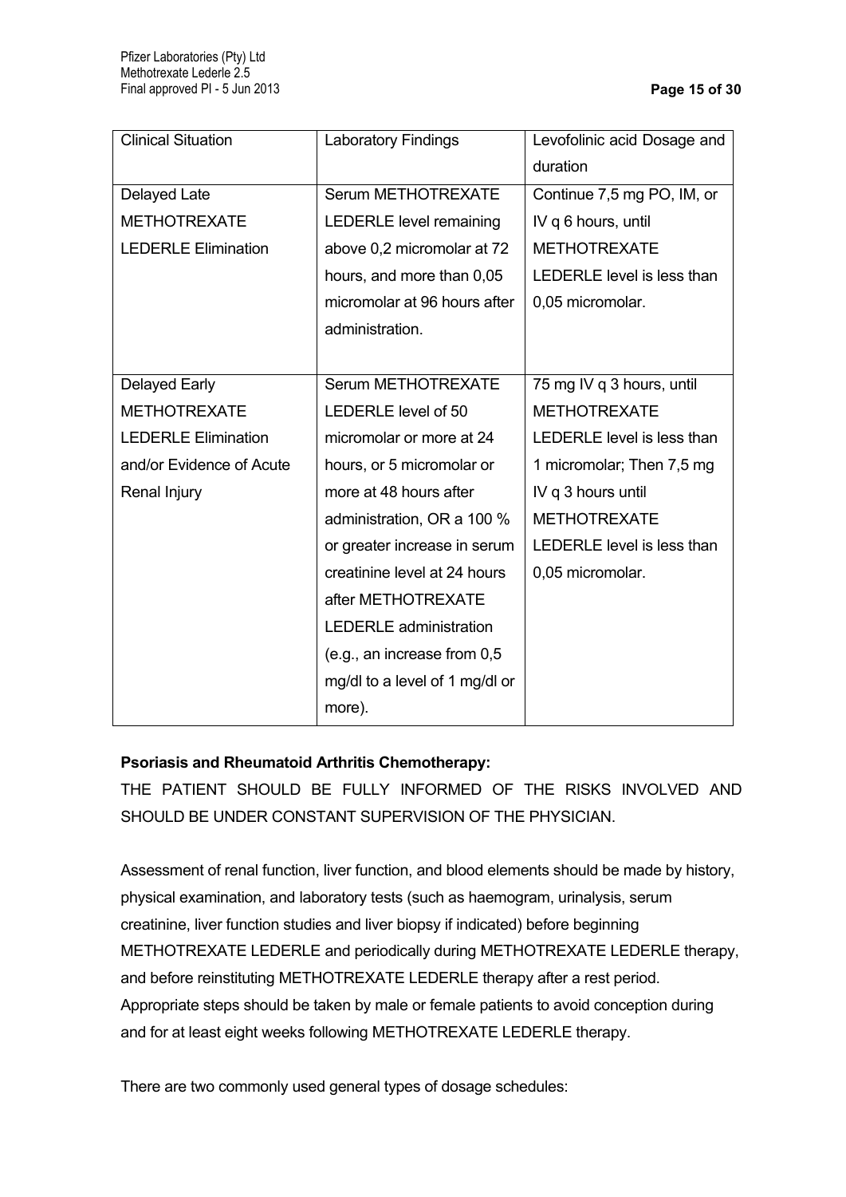| Clinical Situation | Laboratory Findings | Levofolinic acid Dosage and duration |
| --- | --- | --- |
| Delayed Late METHOTREXATE LEDERLE Elimination | Serum METHOTREXATE LEDERLE level remaining above 0,2 micromolar at 72 hours, and more than 0,05 micromolar at 96 hours after administration. | Continue 7,5 mg PO, IM, or IV q 6 hours, until METHOTREXATE LEDERLE level is less than 0,05 micromolar. |
| Delayed Early METHOTREXATE LEDERLE Elimination and/or Evidence of Acute Renal Injury | Serum METHOTREXATE LEDERLE level of 50 micromolar or more at 24 hours, or 5 micromolar or more at 48 hours after administration, OR a 100 % or greater increase in serum creatinine level at 24 hours after METHOTREXATE LEDERLE administration (e.g., an increase from 0,5 mg/dl to a level of 1 mg/dl or more). | 75 mg IV q 3 hours, until METHOTREXATE LEDERLE level is less than 1 micromolar; Then 7,5 mg IV q 3 hours until METHOTREXATE LEDERLE level is less than 0,05 micromolar. |

**Psoriasis and Rheumatoid Arthritis Chemotherapy:**

THE PATIENT SHOULD BE FULLY INFORMED OF THE RISKS INVOLVED AND SHOULD BE UNDER CONSTANT SUPERVISION OF THE PHYSICIAN.

Assessment of renal function, liver function, and blood elements should be made by history, physical examination, and laboratory tests (such as haemogram, urinalysis, serum creatinine, liver function studies and liver biopsy if indicated) before beginning METHOTREXATE LEDERLE and periodically during METHOTREXATE LEDERLE therapy, and before reinstituting METHOTREXATE LEDERLE therapy after a rest period. Appropriate steps should be taken by male or female patients to avoid conception during and for at least eight weeks following METHOTREXATE LEDERLE therapy.

There are two commonly used general types of dosage schedules: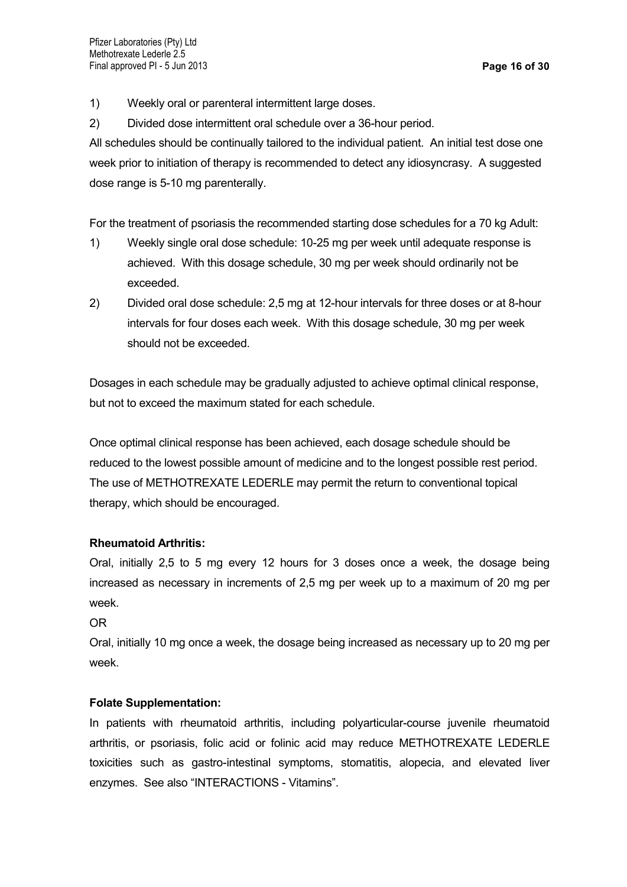1) Weekly oral or parenteral intermittent large doses.
2) Divided dose intermittent oral schedule over a 36-hour period.

All schedules should be continually tailored to the individual patient. An initial test dose one week prior to initiation of therapy is recommended to detect any idiosyncrasy. A suggested dose range is 5-10 mg parenterally.

For the treatment of psoriasis the recommended starting dose schedules for a 70 kg Adult:

1) Weekly single oral dose schedule: 10-25 mg per week until adequate response is achieved. With this dosage schedule, 30 mg per week should ordinarily not be exceeded.
2) Divided oral dose schedule: 2,5 mg at 12-hour intervals for three doses or at 8-hour intervals for four doses each week. With this dosage schedule, 30 mg per week should not be exceeded.

Dosages in each schedule may be gradually adjusted to achieve optimal clinical response, but not to exceed the maximum stated for each schedule.

Once optimal clinical response has been achieved, each dosage schedule should be reduced to the lowest possible amount of medicine and to the longest possible rest period. The use of METHOTREXATE LEDERLE may permit the return to conventional topical therapy, which should be encouraged.

**Rheumatoid Arthritis:**

Oral, initially 2,5 to 5 mg every 12 hours for 3 doses once a week, the dosage being increased as necessary in increments of 2,5 mg per week up to a maximum of 20 mg per week.

OR

Oral, initially 10 mg once a week, the dosage being increased as necessary up to 20 mg per week.

**Folate Supplementation:**

In patients with rheumatoid arthritis, including polyarticular-course juvenile rheumatoid arthritis, or psoriasis, folic acid or folinic acid may reduce METHOTREXATE LEDERLE toxicities such as gastro-intestinal symptoms, stomatitis, alopecia, and elevated liver enzymes. See also "INTERACTIONS - Vitamins".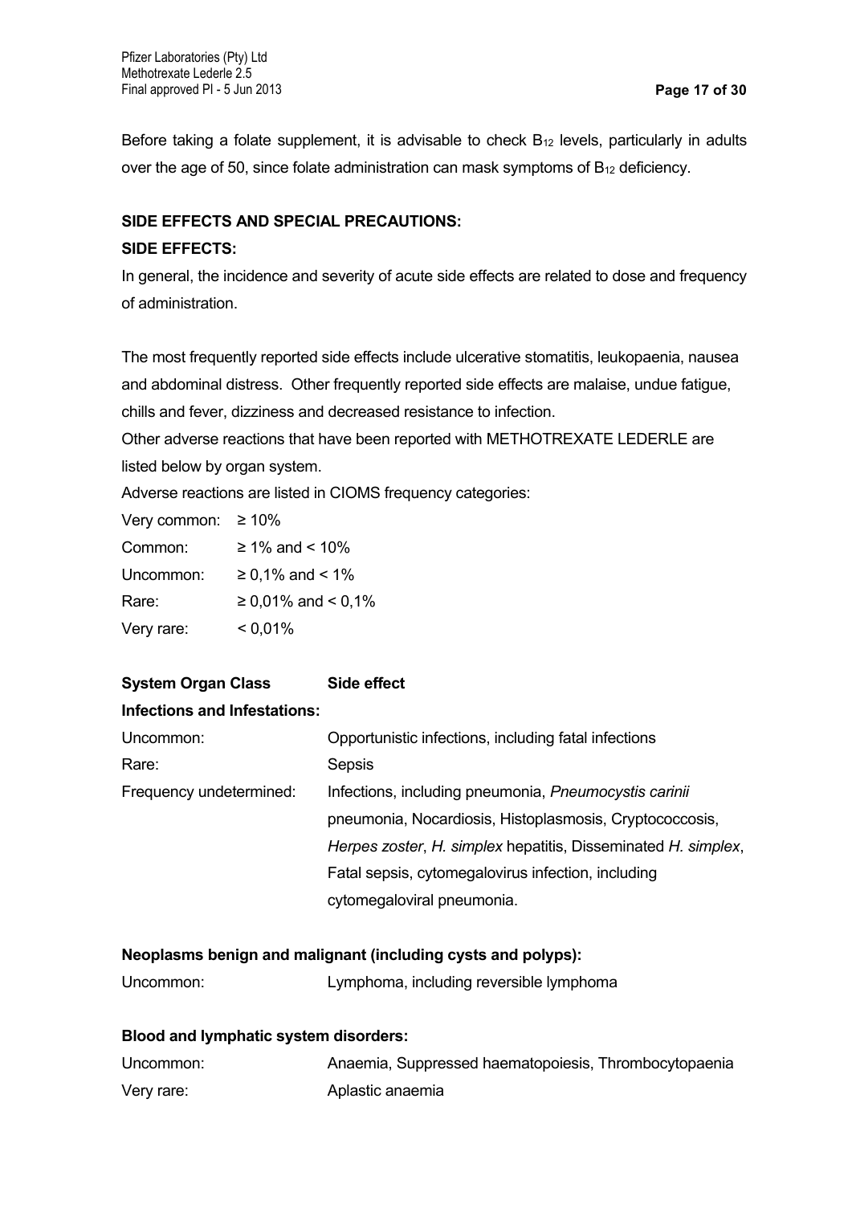Before taking a folate supplement, it is advisable to check $B_{12}$ levels, particularly in adults over the age of 50, since folate administration can mask symptoms of $B_{12}$ deficiency.

**SIDE EFFECTS AND SPECIAL PRECAUTIONS:**

**SIDE EFFECTS:**

In general, the incidence and severity of acute side effects are related to dose and frequency of administration.

The most frequently reported side effects include ulcerative stomatitis, leukopaenia, nausea and abdominal distress. Other frequently reported side effects are malaise, undue fatigue, chills and fever, dizziness and decreased resistance to infection.

Other adverse reactions that have been reported with METHOTREXATE LEDERLE are listed below by organ system.

Adverse reactions are listed in CIOMS frequency categories:

| | |
|---|---|
| Very common: | ≥ 10% |
| Common: | ≥ 1% and < 10% |
| Uncommon: | ≥ 0,1% and < 1% |
| Rare: | ≥ 0,01% and < 0,1% |
| Very rare: | < 0,01% |

| System Organ Class | Side effect |
|---|---|
| **Infections and Infestations:** | |
| Uncommon: | Opportunistic infections, including fatal infections |
| Rare: | Sepsis |
| Frequency undetermined: | Infections, including pneumonia, *Pneumocystis carinii* pneumonia, Nocardiosis, Histoplasmosis, Cryptococcosis, *Herpes zoster*, *H. simplex* hepatitis, Disseminated *H. simplex*, Fatal sepsis, cytomegalovirus infection, including cytomegaloviral pneumonia. |
| **Neoplasms benign and malignant (including cysts and polyps):** | |
| Uncommon: | Lymphoma, including reversible lymphoma |
| **Blood and lymphatic system disorders:** | |
| Uncommon: | Anaemia, Suppressed haematopoiesis, Thrombocytopaenia |
| Very rare: | Aplastic anaemia |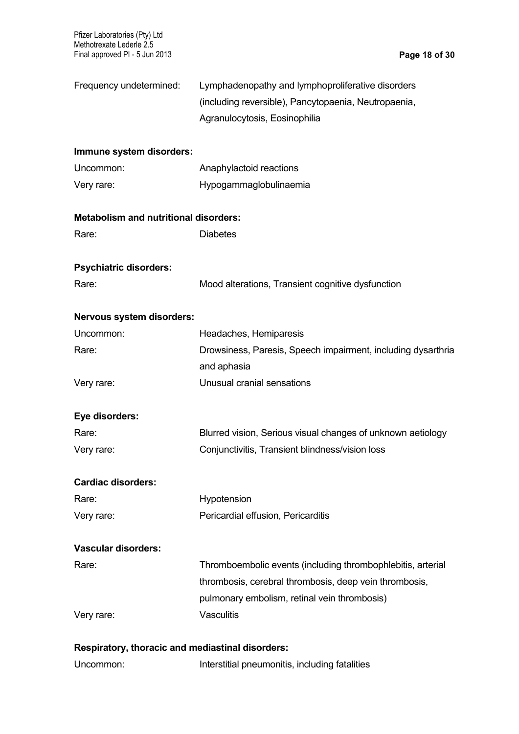| | |
|---|---|
| Frequency undetermined: | Lymphadenopathy and lymphoproliferative disorders (including reversible), Pancytopaenia, Neutropaenia, Agranulocytosis, Eosinophilia |

**Immune system disorders:**

| | |
|---|---|
| Uncommon: | Anaphylactoid reactions |
| Very rare: | Hypogammaglobulinaemia |

**Metabolism and nutritional disorders:**

| | |
|---|---|
| Rare: | Diabetes |

**Psychiatric disorders:**

| | |
|---|---|
| Rare: | Mood alterations, Transient cognitive dysfunction |

**Nervous system disorders:**

| | |
|---|---|
| Uncommon: | Headaches, Hemiparesis |
| Rare: | Drowsiness, Paresis, Speech impairment, including dysarthria and aphasia |
| Very rare: | Unusual cranial sensations |

**Eye disorders:**

| | |
|---|---|
| Rare: | Blurred vision, Serious visual changes of unknown aetiology |
| Very rare: | Conjunctivitis, Transient blindness/vision loss |

**Cardiac disorders:**

| | |
|---|---|
| Rare: | Hypotension |
| Very rare: | Pericardial effusion, Pericarditis |

**Vascular disorders:**

| | |
|---|---|
| Rare: | Thromboembolic events (including thrombophlebitis, arterial thrombosis, cerebral thrombosis, deep vein thrombosis, pulmonary embolism, retinal vein thrombosis) |
| Very rare: | Vasculitis |

**Respiratory, thoracic and mediastinal disorders:**

| | |
|---|---|
| Uncommon: | Interstitial pneumonitis, including fatalities |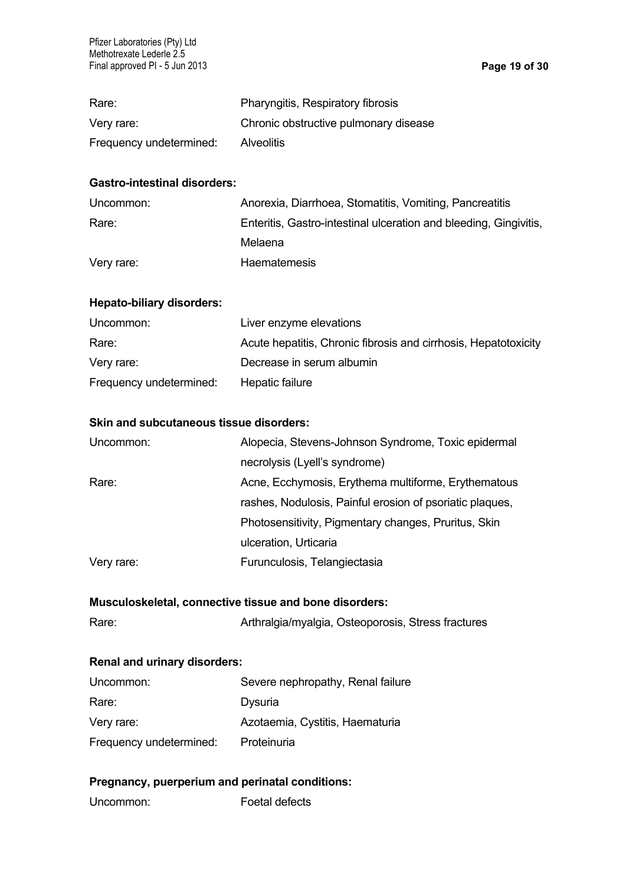| | |
|---|---|
| Rare: | Pharyngitis, Respiratory fibrosis |
| Very rare: | Chronic obstructive pulmonary disease |
| Frequency undetermined: | Alveolitis |

**Gastro-intestinal disorders:**

| | |
|---|---|
| Uncommon: | Anorexia, Diarrhoea, Stomatitis, Vomiting, Pancreatitis |
| Rare: | Enteritis, Gastro-intestinal ulceration and bleeding, Gingivitis, Melaena |
| Very rare: | Haematemesis |

**Hepato-biliary disorders:**

| | |
|---|---|
| Uncommon: | Liver enzyme elevations |
| Rare: | Acute hepatitis, Chronic fibrosis and cirrhosis, Hepatotoxicity |
| Very rare: | Decrease in serum albumin |
| Frequency undetermined: | Hepatic failure |

**Skin and subcutaneous tissue disorders:**

| | |
|---|---|
| Uncommon: | Alopecia, Stevens-Johnson Syndrome, Toxic epidermal necrolysis (Lyell's syndrome) |
| Rare: | Acne, Ecchymosis, Erythema multiforme, Erythematous rashes, Nodulosis, Painful erosion of psoriatic plaques, Photosensitivity, Pigmentary changes, Pruritus, Skin ulceration, Urticaria |
| Very rare: | Furunculosis, Telangiectasia |

**Musculoskeletal, connective tissue and bone disorders:**

| | |
|---|---|
| Rare: | Arthralgia/myalgia, Osteoporosis, Stress fractures |

**Renal and urinary disorders:**

| | |
|---|---|
| Uncommon: | Severe nephropathy, Renal failure |
| Rare: | Dysuria |
| Very rare: | Azotaemia, Cystitis, Haematuria |
| Frequency undetermined: | Proteinuria |

**Pregnancy, puerperium and perinatal conditions:**

| | |
|---|---|
| Uncommon: | Foetal defects |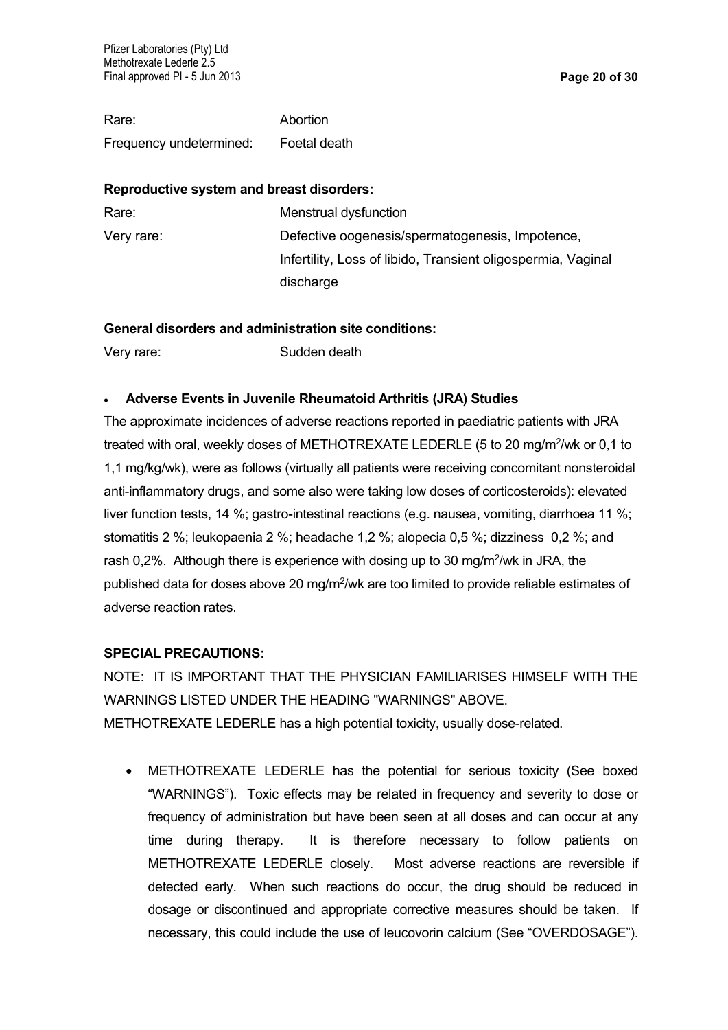| | |
|---|---|
| Rare: | Abortion |
| Frequency undetermined: | Foetal death |

**Reproductive system and breast disorders:**

| | |
|---|---|
| Rare: | Menstrual dysfunction |
| Very rare: | Defective oogenesis/spermatogenesis, Impotence, Infertility, Loss of libido, Transient oligospermia, Vaginal discharge |

**General disorders and administration site conditions:**

| | |
|---|---|
| Very rare: | Sudden death |

- **Adverse Events in Juvenile Rheumatoid Arthritis (JRA) Studies**

The approximate incidences of adverse reactions reported in paediatric patients with JRA treated with oral, weekly doses of METHOTREXATE LEDERLE (5 to 20 mg/m$^2$/wk or 0,1 to 1,1 mg/kg/wk), were as follows (virtually all patients were receiving concomitant nonsteroidal anti-inflammatory drugs, and some also were taking low doses of corticosteroids): elevated liver function tests, 14 %; gastro-intestinal reactions (e.g. nausea, vomiting, diarrhoea 11 %; stomatitis 2 %; leukopaenia 2 %; headache 1,2 %; alopecia 0,5 %; dizziness 0,2 %; and rash 0,2%. Although there is experience with dosing up to 30 mg/m$^2$/wk in JRA, the published data for doses above 20 mg/m$^2$/wk are too limited to provide reliable estimates of adverse reaction rates.

**SPECIAL PRECAUTIONS:**

NOTE: IT IS IMPORTANT THAT THE PHYSICIAN FAMILIARISES HIMSELF WITH THE WARNINGS LISTED UNDER THE HEADING "WARNINGS" ABOVE.

METHOTREXATE LEDERLE has a high potential toxicity, usually dose-related.

- METHOTREXATE LEDERLE has the potential for serious toxicity (See boxed "WARNINGS"). Toxic effects may be related in frequency and severity to dose or frequency of administration but have been seen at all doses and can occur at any time during therapy. It is therefore necessary to follow patients on METHOTREXATE LEDERLE closely. Most adverse reactions are reversible if detected early. When such reactions do occur, the drug should be reduced in dosage or discontinued and appropriate corrective measures should be taken. If necessary, this could include the use of leucovorin calcium (See "OVERDOSAGE").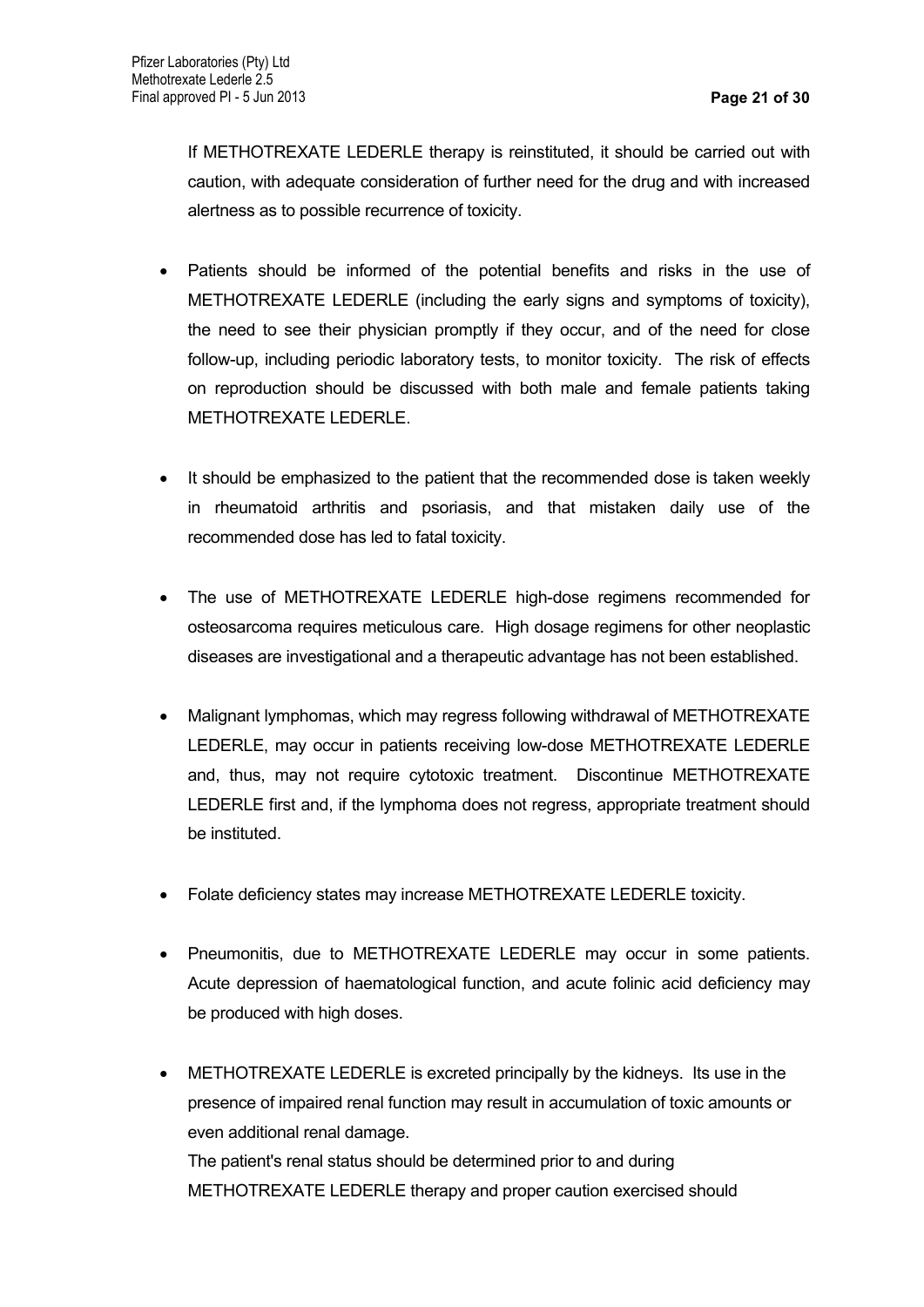If METHOTREXATE LEDERLE therapy is reinstituted, it should be carried out with caution, with adequate consideration of further need for the drug and with increased alertness as to possible recurrence of toxicity.

- Patients should be informed of the potential benefits and risks in the use of METHOTREXATE LEDERLE (including the early signs and symptoms of toxicity), the need to see their physician promptly if they occur, and of the need for close follow-up, including periodic laboratory tests, to monitor toxicity. The risk of effects on reproduction should be discussed with both male and female patients taking METHOTREXATE LEDERLE.

- It should be emphasized to the patient that the recommended dose is taken weekly in rheumatoid arthritis and psoriasis, and that mistaken daily use of the recommended dose has led to fatal toxicity.

- The use of METHOTREXATE LEDERLE high-dose regimens recommended for osteosarcoma requires meticulous care. High dosage regimens for other neoplastic diseases are investigational and a therapeutic advantage has not been established.

- Malignant lymphomas, which may regress following withdrawal of METHOTREXATE LEDERLE, may occur in patients receiving low-dose METHOTREXATE LEDERLE and, thus, may not require cytotoxic treatment. Discontinue METHOTREXATE LEDERLE first and, if the lymphoma does not regress, appropriate treatment should be instituted.

- Folate deficiency states may increase METHOTREXATE LEDERLE toxicity.

- Pneumonitis, due to METHOTREXATE LEDERLE may occur in some patients. Acute depression of haematological function, and acute folinic acid deficiency may be produced with high doses.

- METHOTREXATE LEDERLE is excreted principally by the kidneys. Its use in the presence of impaired renal function may result in accumulation of toxic amounts or even additional renal damage.
  The patient's renal status should be determined prior to and during METHOTREXATE LEDERLE therapy and proper caution exercised should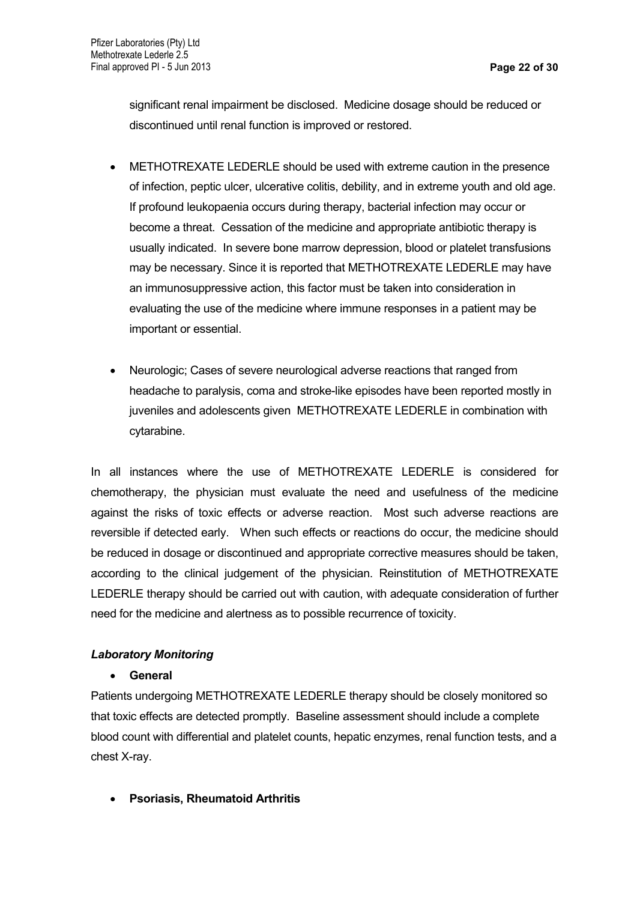significant renal impairment be disclosed. Medicine dosage should be reduced or discontinued until renal function is improved or restored.

- METHOTREXATE LEDERLE should be used with extreme caution in the presence of infection, peptic ulcer, ulcerative colitis, debility, and in extreme youth and old age. If profound leukopaenia occurs during therapy, bacterial infection may occur or become a threat. Cessation of the medicine and appropriate antibiotic therapy is usually indicated. In severe bone marrow depression, blood or platelet transfusions may be necessary. Since it is reported that METHOTREXATE LEDERLE may have an immunosuppressive action, this factor must be taken into consideration in evaluating the use of the medicine where immune responses in a patient may be important or essential.

- Neurologic; Cases of severe neurological adverse reactions that ranged from headache to paralysis, coma and stroke-like episodes have been reported mostly in juveniles and adolescents given METHOTREXATE LEDERLE in combination with cytarabine.

In all instances where the use of METHOTREXATE LEDERLE is considered for chemotherapy, the physician must evaluate the need and usefulness of the medicine against the risks of toxic effects or adverse reaction. Most such adverse reactions are reversible if detected early. When such effects or reactions do occur, the medicine should be reduced in dosage or discontinued and appropriate corrective measures should be taken, according to the clinical judgement of the physician. Reinstitution of METHOTREXATE LEDERLE therapy should be carried out with caution, with adequate consideration of further need for the medicine and alertness as to possible recurrence of toxicity.

***Laboratory Monitoring***

- **General**

Patients undergoing METHOTREXATE LEDERLE therapy should be closely monitored so that toxic effects are detected promptly. Baseline assessment should include a complete blood count with differential and platelet counts, hepatic enzymes, renal function tests, and a chest X-ray.

- **Psoriasis, Rheumatoid Arthritis**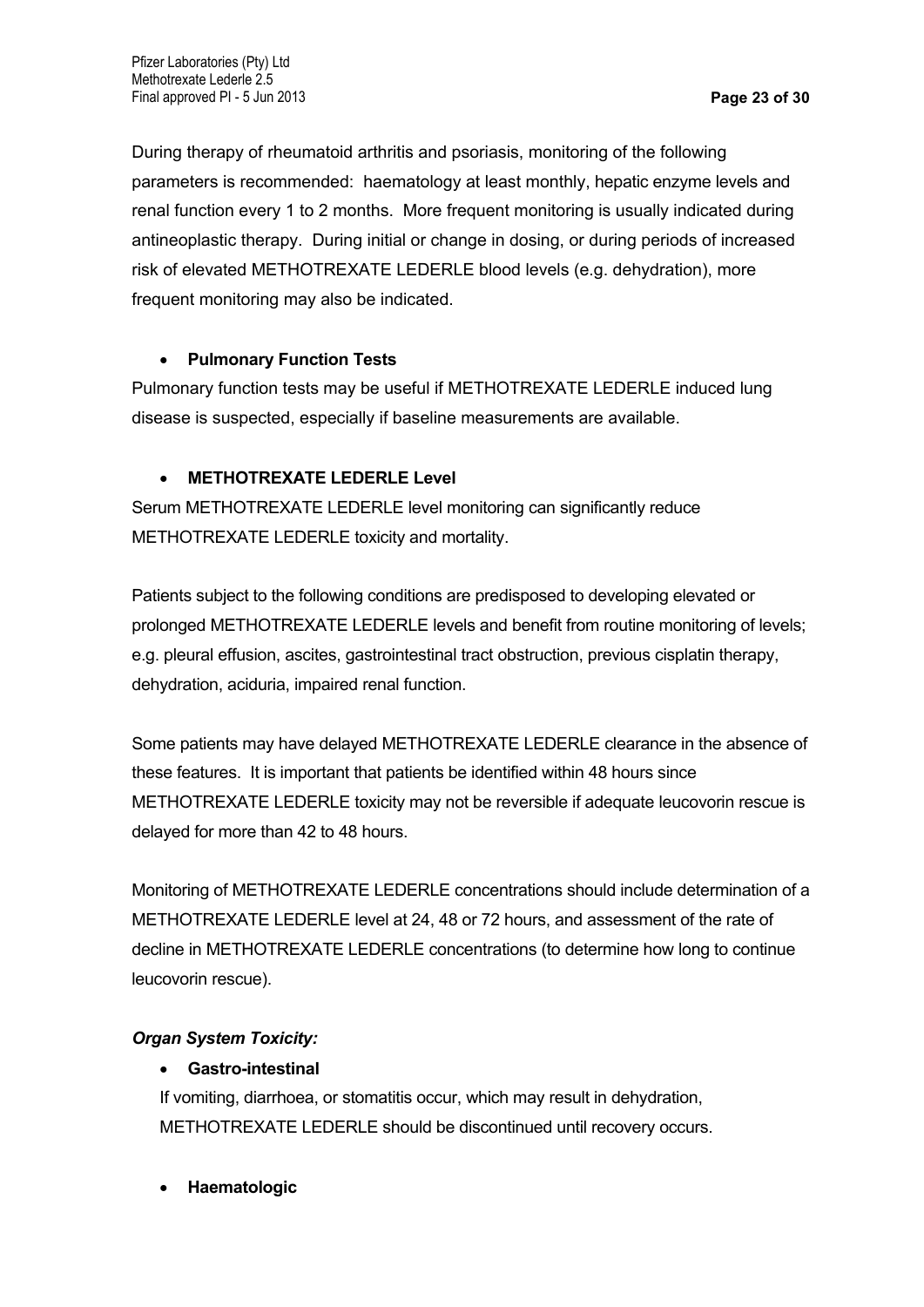During therapy of rheumatoid arthritis and psoriasis, monitoring of the following parameters is recommended: haematology at least monthly, hepatic enzyme levels and renal function every 1 to 2 months. More frequent monitoring is usually indicated during antineoplastic therapy. During initial or change in dosing, or during periods of increased risk of elevated METHOTREXATE LEDERLE blood levels (e.g. dehydration), more frequent monitoring may also be indicated.

- **Pulmonary Function Tests**

Pulmonary function tests may be useful if METHOTREXATE LEDERLE induced lung disease is suspected, especially if baseline measurements are available.

- **METHOTREXATE LEDERLE Level**

Serum METHOTREXATE LEDERLE level monitoring can significantly reduce METHOTREXATE LEDERLE toxicity and mortality.

Patients subject to the following conditions are predisposed to developing elevated or prolonged METHOTREXATE LEDERLE levels and benefit from routine monitoring of levels; e.g. pleural effusion, ascites, gastrointestinal tract obstruction, previous cisplatin therapy, dehydration, aciduria, impaired renal function.

Some patients may have delayed METHOTREXATE LEDERLE clearance in the absence of these features. It is important that patients be identified within 48 hours since METHOTREXATE LEDERLE toxicity may not be reversible if adequate leucovorin rescue is delayed for more than 42 to 48 hours.

Monitoring of METHOTREXATE LEDERLE concentrations should include determination of a METHOTREXATE LEDERLE level at 24, 48 or 72 hours, and assessment of the rate of decline in METHOTREXATE LEDERLE concentrations (to determine how long to continue leucovorin rescue).

***Organ System Toxicity:***

- **Gastro-intestinal**

  If vomiting, diarrhoea, or stomatitis occur, which may result in dehydration, METHOTREXATE LEDERLE should be discontinued until recovery occurs.

- **Haematologic**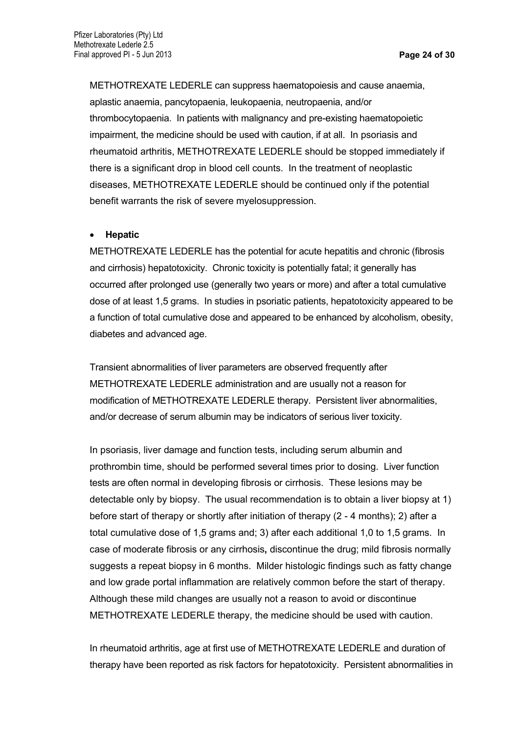METHOTREXATE LEDERLE can suppress haematopoiesis and cause anaemia, aplastic anaemia, pancytopaenia, leukopaenia, neutropaenia, and/or thrombocytopaenia. In patients with malignancy and pre-existing haematopoietic impairment, the medicine should be used with caution, if at all. In psoriasis and rheumatoid arthritis, METHOTREXATE LEDERLE should be stopped immediately if there is a significant drop in blood cell counts. In the treatment of neoplastic diseases, METHOTREXATE LEDERLE should be continued only if the potential benefit warrants the risk of severe myelosuppression.

- **Hepatic**

METHOTREXATE LEDERLE has the potential for acute hepatitis and chronic (fibrosis and cirrhosis) hepatotoxicity. Chronic toxicity is potentially fatal; it generally has occurred after prolonged use (generally two years or more) and after a total cumulative dose of at least 1,5 grams. In studies in psoriatic patients, hepatotoxicity appeared to be a function of total cumulative dose and appeared to be enhanced by alcoholism, obesity, diabetes and advanced age.

Transient abnormalities of liver parameters are observed frequently after METHOTREXATE LEDERLE administration and are usually not a reason for modification of METHOTREXATE LEDERLE therapy. Persistent liver abnormalities, and/or decrease of serum albumin may be indicators of serious liver toxicity.

In psoriasis, liver damage and function tests, including serum albumin and prothrombin time, should be performed several times prior to dosing. Liver function tests are often normal in developing fibrosis or cirrhosis. These lesions may be detectable only by biopsy. The usual recommendation is to obtain a liver biopsy at 1) before start of therapy or shortly after initiation of therapy (2 - 4 months); 2) after a total cumulative dose of 1,5 grams and; 3) after each additional 1,0 to 1,5 grams. In case of moderate fibrosis or any cirrhosis**,** discontinue the drug; mild fibrosis normally suggests a repeat biopsy in 6 months. Milder histologic findings such as fatty change and low grade portal inflammation are relatively common before the start of therapy. Although these mild changes are usually not a reason to avoid or discontinue METHOTREXATE LEDERLE therapy, the medicine should be used with caution.

In rheumatoid arthritis, age at first use of METHOTREXATE LEDERLE and duration of therapy have been reported as risk factors for hepatotoxicity. Persistent abnormalities in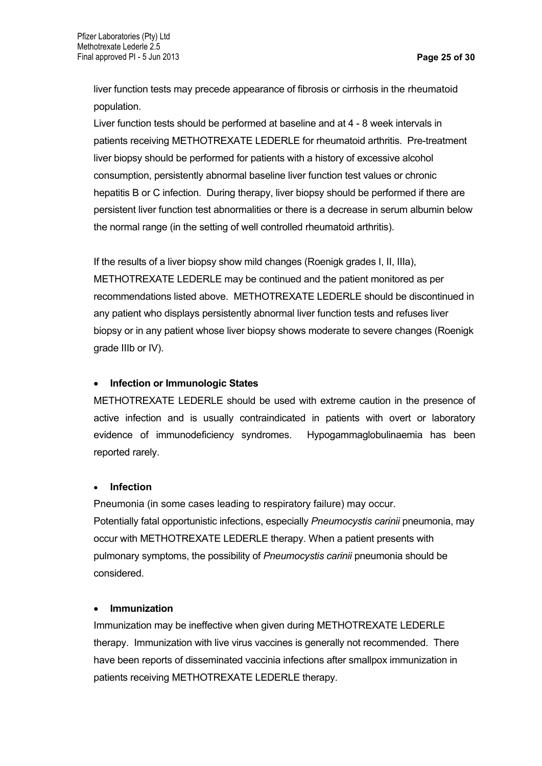liver function tests may precede appearance of fibrosis or cirrhosis in the rheumatoid population.

Liver function tests should be performed at baseline and at 4 - 8 week intervals in patients receiving METHOTREXATE LEDERLE for rheumatoid arthritis. Pre-treatment liver biopsy should be performed for patients with a history of excessive alcohol consumption, persistently abnormal baseline liver function test values or chronic hepatitis B or C infection. During therapy, liver biopsy should be performed if there are persistent liver function test abnormalities or there is a decrease in serum albumin below the normal range (in the setting of well controlled rheumatoid arthritis).

If the results of a liver biopsy show mild changes (Roenigk grades I, II, IIIa), METHOTREXATE LEDERLE may be continued and the patient monitored as per recommendations listed above. METHOTREXATE LEDERLE should be discontinued in any patient who displays persistently abnormal liver function tests and refuses liver biopsy or in any patient whose liver biopsy shows moderate to severe changes (Roenigk grade IIIb or IV).

- **Infection or Immunologic States**

METHOTREXATE LEDERLE should be used with extreme caution in the presence of active infection and is usually contraindicated in patients with overt or laboratory evidence of immunodeficiency syndromes. Hypogammaglobulinaemia has been reported rarely.

- **Infection**

Pneumonia (in some cases leading to respiratory failure) may occur.
Potentially fatal opportunistic infections, especially *Pneumocystis carinii* pneumonia, may occur with METHOTREXATE LEDERLE therapy. When a patient presents with pulmonary symptoms, the possibility of *Pneumocystis carinii* pneumonia should be considered.

- **Immunization**

Immunization may be ineffective when given during METHOTREXATE LEDERLE therapy. Immunization with live virus vaccines is generally not recommended. There have been reports of disseminated vaccinia infections after smallpox immunization in patients receiving METHOTREXATE LEDERLE therapy.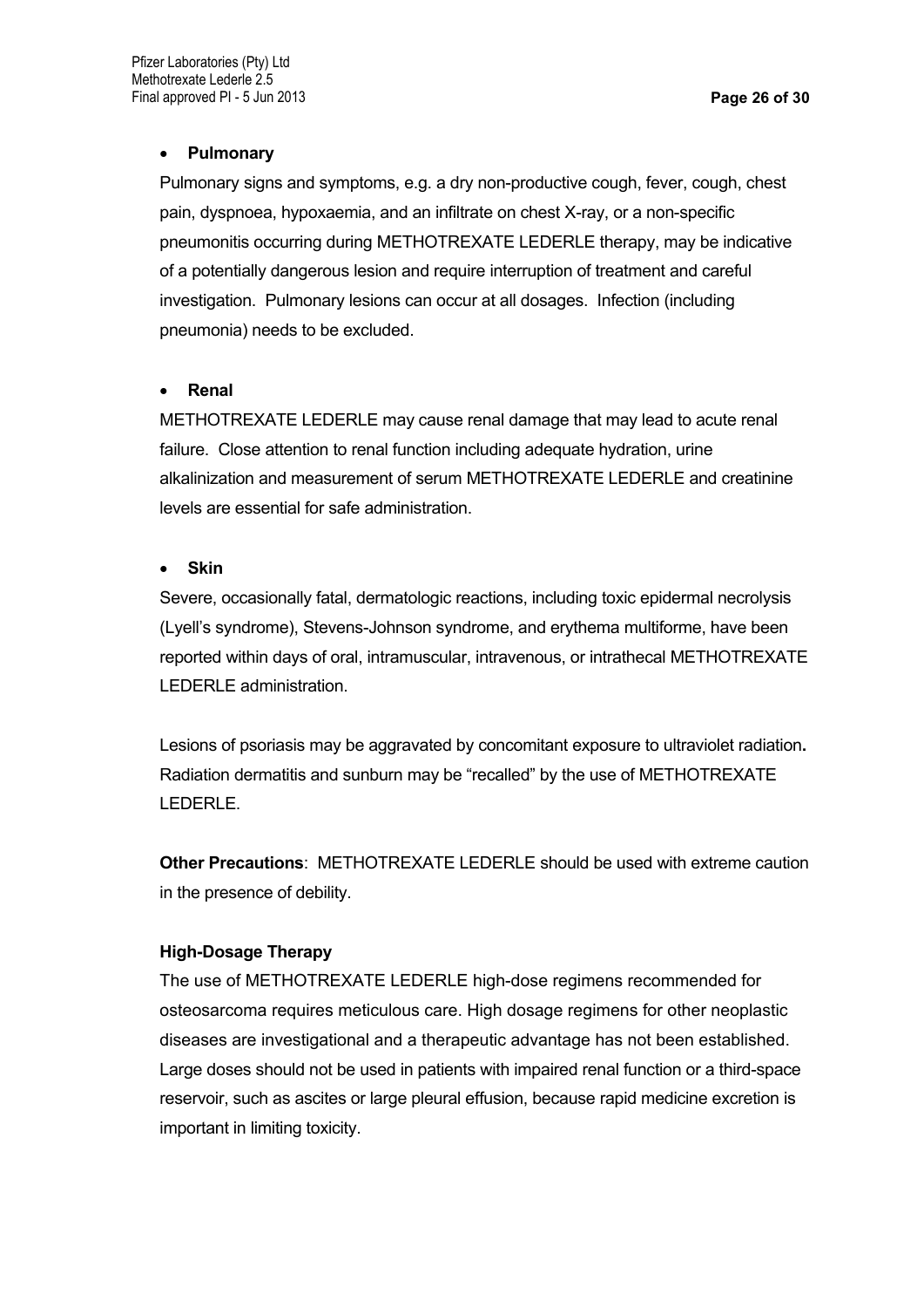- **Pulmonary**

Pulmonary signs and symptoms, e.g. a dry non-productive cough, fever, cough, chest pain, dyspnoea, hypoxaemia, and an infiltrate on chest X-ray, or a non-specific pneumonitis occurring during METHOTREXATE LEDERLE therapy, may be indicative of a potentially dangerous lesion and require interruption of treatment and careful investigation. Pulmonary lesions can occur at all dosages. Infection (including pneumonia) needs to be excluded.

- **Renal**

METHOTREXATE LEDERLE may cause renal damage that may lead to acute renal failure. Close attention to renal function including adequate hydration, urine alkalinization and measurement of serum METHOTREXATE LEDERLE and creatinine levels are essential for safe administration.

- **Skin**

Severe, occasionally fatal, dermatologic reactions, including toxic epidermal necrolysis (Lyell's syndrome), Stevens-Johnson syndrome, and erythema multiforme, have been reported within days of oral, intramuscular, intravenous, or intrathecal METHOTREXATE LEDERLE administration.

Lesions of psoriasis may be aggravated by concomitant exposure to ultraviolet radiation**.** Radiation dermatitis and sunburn may be "recalled" by the use of METHOTREXATE LEDERLE.

**Other Precautions**: METHOTREXATE LEDERLE should be used with extreme caution in the presence of debility.

**High-Dosage Therapy**

The use of METHOTREXATE LEDERLE high-dose regimens recommended for osteosarcoma requires meticulous care. High dosage regimens for other neoplastic diseases are investigational and a therapeutic advantage has not been established. Large doses should not be used in patients with impaired renal function or a third-space reservoir, such as ascites or large pleural effusion, because rapid medicine excretion is important in limiting toxicity.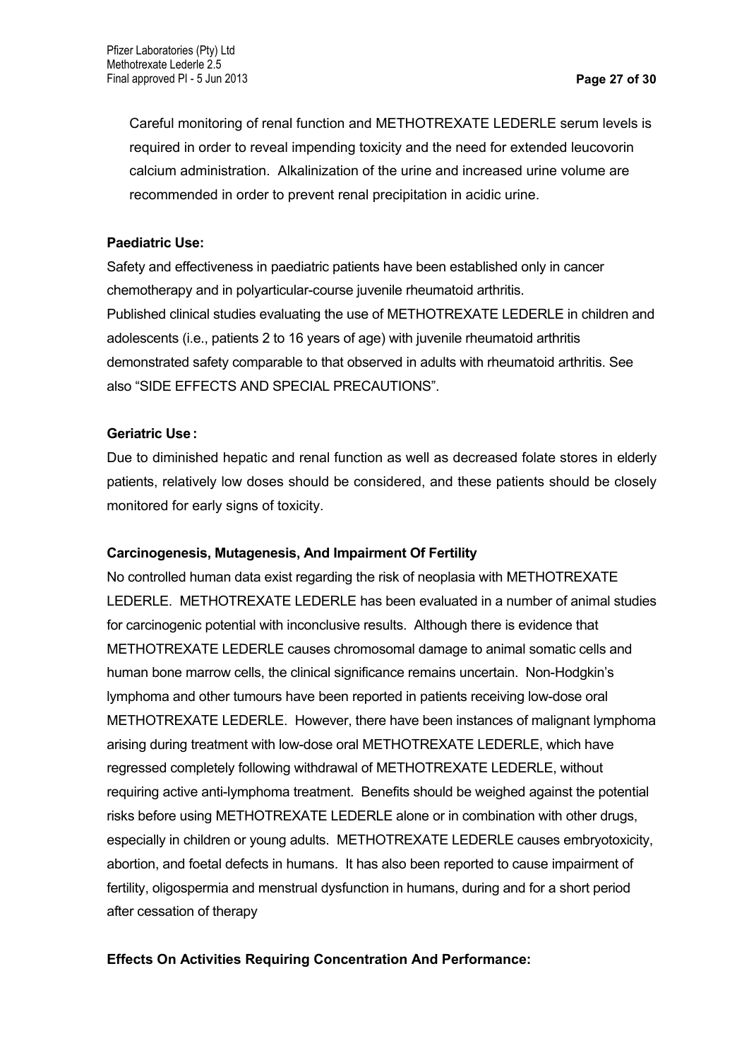Careful monitoring of renal function and METHOTREXATE LEDERLE serum levels is required in order to reveal impending toxicity and the need for extended leucovorin calcium administration. Alkalinization of the urine and increased urine volume are recommended in order to prevent renal precipitation in acidic urine.

**Paediatric Use:**

Safety and effectiveness in paediatric patients have been established only in cancer chemotherapy and in polyarticular-course juvenile rheumatoid arthritis.
Published clinical studies evaluating the use of METHOTREXATE LEDERLE in children and adolescents (i.e., patients 2 to 16 years of age) with juvenile rheumatoid arthritis demonstrated safety comparable to that observed in adults with rheumatoid arthritis. See also “SIDE EFFECTS AND SPECIAL PRECAUTIONS”.

**Geriatric Use :**

Due to diminished hepatic and renal function as well as decreased folate stores in elderly patients, relatively low doses should be considered, and these patients should be closely monitored for early signs of toxicity.

**Carcinogenesis, Mutagenesis, And Impairment Of Fertility**

No controlled human data exist regarding the risk of neoplasia with METHOTREXATE LEDERLE. METHOTREXATE LEDERLE has been evaluated in a number of animal studies for carcinogenic potential with inconclusive results. Although there is evidence that METHOTREXATE LEDERLE causes chromosomal damage to animal somatic cells and human bone marrow cells, the clinical significance remains uncertain. Non-Hodgkin’s lymphoma and other tumours have been reported in patients receiving low-dose oral METHOTREXATE LEDERLE. However, there have been instances of malignant lymphoma arising during treatment with low-dose oral METHOTREXATE LEDERLE, which have regressed completely following withdrawal of METHOTREXATE LEDERLE, without requiring active anti-lymphoma treatment. Benefits should be weighed against the potential risks before using METHOTREXATE LEDERLE alone or in combination with other drugs, especially in children or young adults. METHOTREXATE LEDERLE causes embryotoxicity, abortion, and foetal defects in humans. It has also been reported to cause impairment of fertility, oligospermia and menstrual dysfunction in humans, during and for a short period after cessation of therapy

**Effects On Activities Requiring Concentration And Performance:**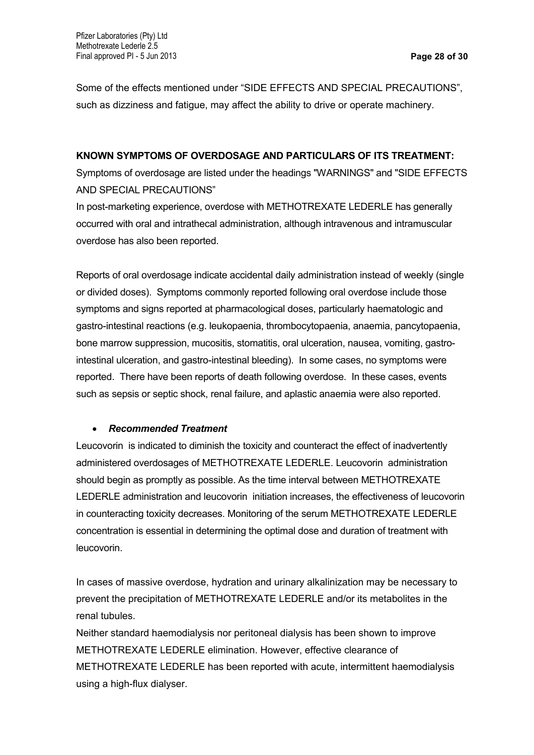Some of the effects mentioned under "SIDE EFFECTS AND SPECIAL PRECAUTIONS", such as dizziness and fatigue, may affect the ability to drive or operate machinery.

**KNOWN SYMPTOMS OF OVERDOSAGE AND PARTICULARS OF ITS TREATMENT:**

Symptoms of overdosage are listed under the headings "WARNINGS" and "SIDE EFFECTS AND SPECIAL PRECAUTIONS"

In post-marketing experience, overdose with METHOTREXATE LEDERLE has generally occurred with oral and intrathecal administration, although intravenous and intramuscular overdose has also been reported.

Reports of oral overdosage indicate accidental daily administration instead of weekly (single or divided doses). Symptoms commonly reported following oral overdose include those symptoms and signs reported at pharmacological doses, particularly haematologic and gastro-intestinal reactions (e.g. leukopaenia, thrombocytopaenia, anaemia, pancytopaenia, bone marrow suppression, mucositis, stomatitis, oral ulceration, nausea, vomiting, gastro-intestinal ulceration, and gastro-intestinal bleeding). In some cases, no symptoms were reported. There have been reports of death following overdose. In these cases, events such as sepsis or septic shock, renal failure, and aplastic anaemia were also reported.

- ***Recommended Treatment***

Leucovorin is indicated to diminish the toxicity and counteract the effect of inadvertently administered overdosages of METHOTREXATE LEDERLE. Leucovorin administration should begin as promptly as possible. As the time interval between METHOTREXATE LEDERLE administration and leucovorin initiation increases, the effectiveness of leucovorin in counteracting toxicity decreases. Monitoring of the serum METHOTREXATE LEDERLE concentration is essential in determining the optimal dose and duration of treatment with leucovorin.

In cases of massive overdose, hydration and urinary alkalinization may be necessary to prevent the precipitation of METHOTREXATE LEDERLE and/or its metabolites in the renal tubules.

Neither standard haemodialysis nor peritoneal dialysis has been shown to improve METHOTREXATE LEDERLE elimination. However, effective clearance of METHOTREXATE LEDERLE has been reported with acute, intermittent haemodialysis using a high-flux dialyser.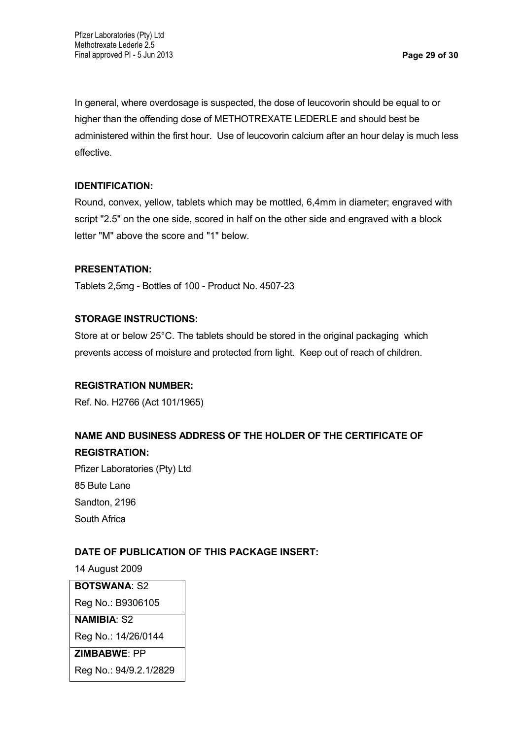In general, where overdosage is suspected, the dose of leucovorin should be equal to or higher than the offending dose of METHOTREXATE LEDERLE and should best be administered within the first hour. Use of leucovorin calcium after an hour delay is much less effective.

**IDENTIFICATION:**

Round, convex, yellow, tablets which may be mottled, 6,4mm in diameter; engraved with script "2.5" on the one side, scored in half on the other side and engraved with a block letter "M" above the score and "1" below.

**PRESENTATION:**

Tablets 2,5mg - Bottles of 100 - Product No. 4507-23

**STORAGE INSTRUCTIONS:**

Store at or below 25°C. The tablets should be stored in the original packaging which prevents access of moisture and protected from light. Keep out of reach of children.

**REGISTRATION NUMBER:**

Ref. No. H2766 (Act 101/1965)

**NAME AND BUSINESS ADDRESS OF THE HOLDER OF THE CERTIFICATE OF REGISTRATION:**

Pfizer Laboratories (Pty) Ltd
85 Bute Lane
Sandton, 2196
South Africa

**DATE OF PUBLICATION OF THIS PACKAGE INSERT:**

14 August 2009

| |
|---|
| **BOTSWANA**: S2<br>Reg No.: B9306105 |
| **NAMIBIA**: S2<br>Reg No.: 14/26/0144 |
| **ZIMBABWE**: PP<br>Reg No.: 94/9.2.1/2829 |